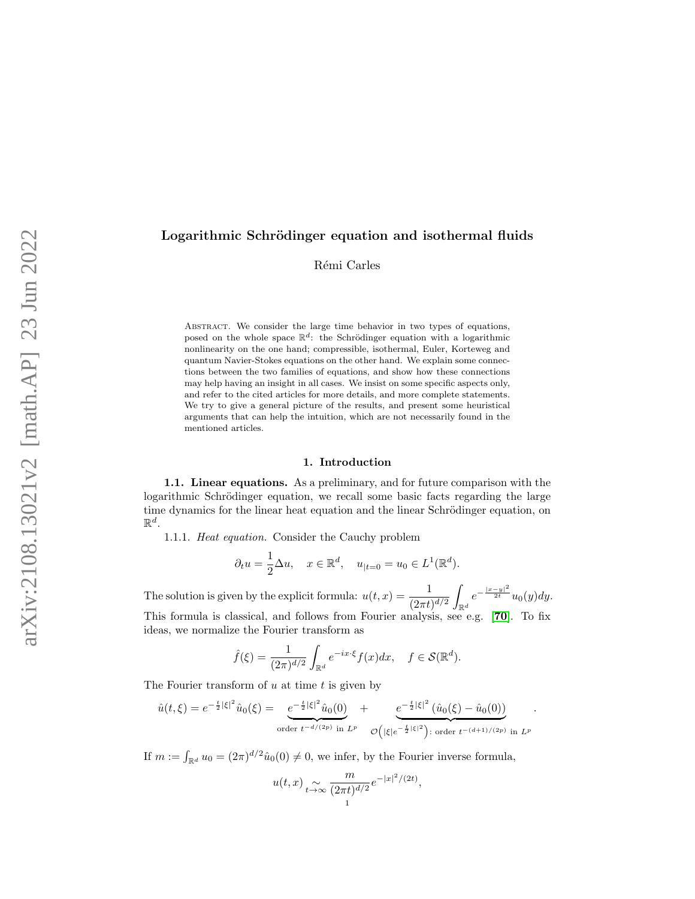# Logarithmic Schrödinger equation and isothermal fluids

Rémi Carles

Abstract. We consider the large time behavior in two types of equations, posed on the whole space $\mathbb{R}^d$: the Schrödinger equation with a logarithmic nonlinearity on the one hand; compressible, isothermal, Euler, Korteweg and quantum Navier-Stokes equations on the other hand. We explain some connections between the two families of equations, and show how these connections may help having an insight in all cases. We insist on some specific aspects only, and refer to the cited articles for more details, and more complete statements. We try to give a general picture of the results, and present some heuristical arguments that can help the intuition, which are not necessarily found in the mentioned articles.

## 1. Introduction

**1.1. Linear equations.** As a preliminary, and for future comparison with the logarithmic Schrödinger equation, we recall some basic facts regarding the large time dynamics for the linear heat equation and the linear Schrödinger equation, on $\mathbb{R}^d$.

1.1.1. *Heat equation.* Consider the Cauchy problem

$$\partial_t u = \frac{1}{2}\Delta u, \quad x \in \mathbb{R}^d, \quad u_{|t=0} = u_0 \in L^1(\mathbb{R}^d).$$

The solution is given by the explicit formula: $u(t,x) = \dfrac{1}{(2\pi t)^{d/2}} \displaystyle\int_{\mathbb{R}^d} e^{-\frac{|x-y|^2}{2t}} u_0(y)dy.$ This formula is classical, and follows from Fourier analysis, see e.g. [70]. To fix ideas, we normalize the Fourier transform as

$$\hat{f}(\xi) = \frac{1}{(2\pi)^{d/2}} \int_{\mathbb{R}^d} e^{-ix\cdot\xi} f(x)dx, \quad f \in \mathcal{S}(\mathbb{R}^d).$$

The Fourier transform of $u$ at time $t$ is given by

$$\hat{u}(t,\xi) = e^{-\frac{t}{2}|\xi|^2}\hat{u}_0(\xi) = \underbrace{e^{-\frac{t}{2}|\xi|^2}\hat{u}_0(0)}_{\text{order } t^{-d/(2p)} \text{ in } L^p} + \underbrace{e^{-\frac{t}{2}|\xi|^2}\left(\hat{u}_0(\xi) - \hat{u}_0(0)\right)}_{\mathcal{O}\left(|\xi|e^{-\frac{t}{2}|\xi|^2}\right)\text{: order } t^{-(d+1)/(2p)} \text{ in } L^p}.$$

If $m := \int_{\mathbb{R}^d} u_0 = (2\pi)^{d/2}\hat{u}_0(0) \neq 0$, we infer, by the Fourier inverse formula,

$$u(t,x) \underset{t\to\infty}{\sim} \frac{m}{(2\pi t)^{d/2}} e^{-|x|^2/(2t)},$$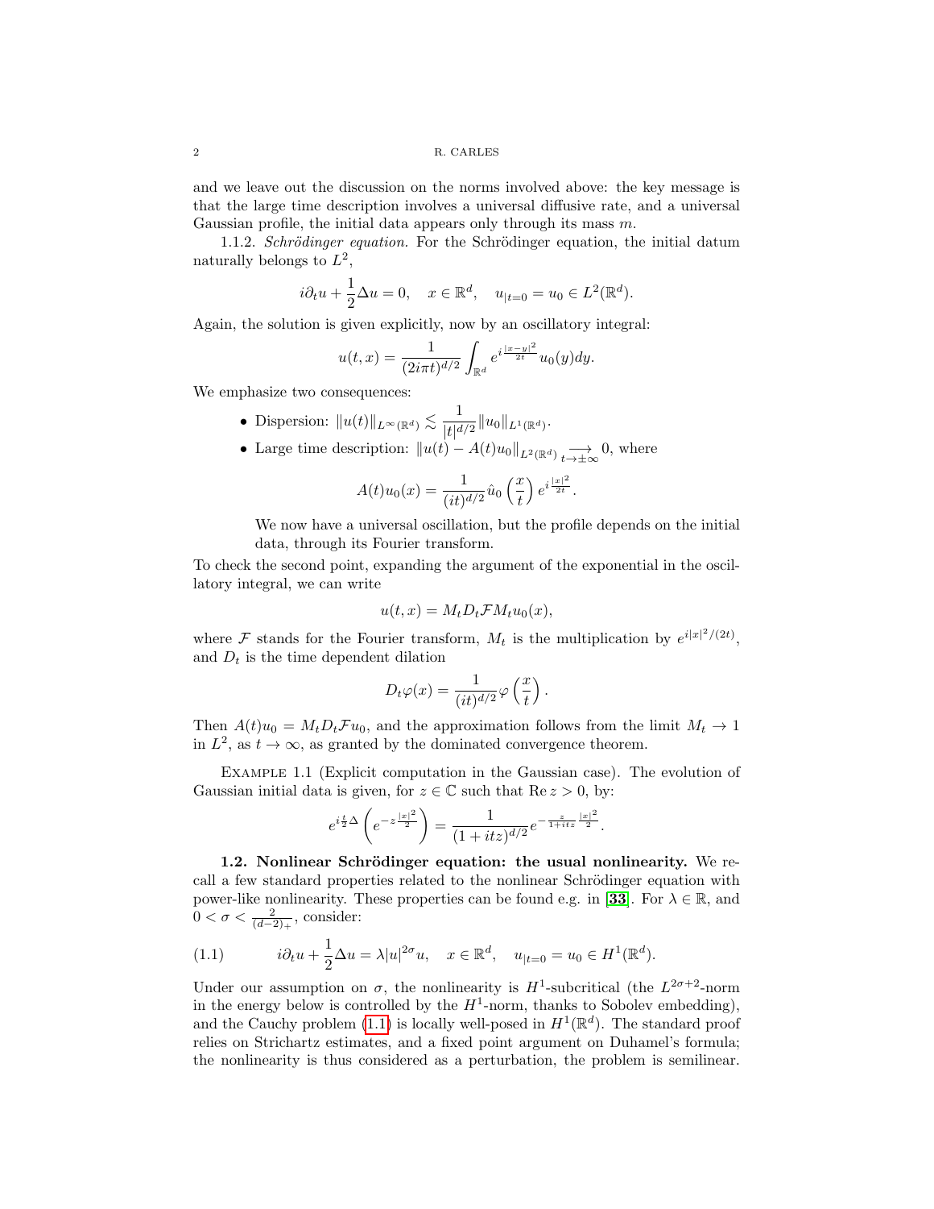and we leave out the discussion on the norms involved above: the key message is that the large time description involves a universal diffusive rate, and a universal Gaussian profile, the initial data appears only through its mass $m$.

1.1.2. *Schrödinger equation.* For the Schrödinger equation, the initial datum naturally belongs to $L^2$,

$$i\partial_t u + \frac{1}{2}\Delta u = 0, \quad x \in \mathbb{R}^d, \quad u_{|t=0} = u_0 \in L^2(\mathbb{R}^d).$$

Again, the solution is given explicitly, now by an oscillatory integral:

$$u(t,x) = \frac{1}{(2i\pi t)^{d/2}} \int_{\mathbb{R}^d} e^{i\frac{|x-y|^2}{2t}} u_0(y) dy.$$

We emphasize two consequences:

- Dispersion: $\|u(t)\|_{L^\infty(\mathbb{R}^d)} \lesssim \dfrac{1}{|t|^{d/2}} \|u_0\|_{L^1(\mathbb{R}^d)}$.
- Large time description: $\|u(t) - A(t)u_0\|_{L^2(\mathbb{R}^d)} \underset{t\to\pm\infty}{\longrightarrow} 0$, where

$$A(t)u_0(x) = \frac{1}{(it)^{d/2}} \hat{u}_0\left(\frac{x}{t}\right) e^{i\frac{|x|^2}{2t}}.$$

  We now have a universal oscillation, but the profile depends on the initial data, through its Fourier transform.

To check the second point, expanding the argument of the exponential in the oscillatory integral, we can write

$$u(t,x) = M_t D_t \mathcal{F} M_t u_0(x),$$

where $\mathcal{F}$ stands for the Fourier transform, $M_t$ is the multiplication by $e^{i|x|^2/(2t)}$, and $D_t$ is the time dependent dilation

$$D_t \varphi(x) = \frac{1}{(it)^{d/2}} \varphi\left(\frac{x}{t}\right).$$

Then $A(t)u_0 = M_t D_t \mathcal{F} u_0$, and the approximation follows from the limit $M_t \to 1$ in $L^2$, as $t \to \infty$, as granted by the dominated convergence theorem.

Example 1.1 (Explicit computation in the Gaussian case). The evolution of Gaussian initial data is given, for $z \in \mathbb{C}$ such that $\operatorname{Re} z > 0$, by:

$$e^{i\frac{t}{2}\Delta}\left(e^{-z\frac{|x|^2}{2}}\right) = \frac{1}{(1+itz)^{d/2}} e^{-\frac{z}{1+itz}\frac{|x|^2}{2}}.$$

**1.2. Nonlinear Schrödinger equation: the usual nonlinearity.** We recall a few standard properties related to the nonlinear Schrödinger equation with power-like nonlinearity. These properties can be found e.g. in [**33**]. For $\lambda \in \mathbb{R}$, and $0 < \sigma < \frac{2}{(d-2)_+}$, consider:

$$i\partial_t u + \frac{1}{2}\Delta u = \lambda |u|^{2\sigma} u, \quad x \in \mathbb{R}^d, \quad u_{|t=0} = u_0 \in H^1(\mathbb{R}^d). \tag{1.1}$$

Under our assumption on $\sigma$, the nonlinearity is $H^1$-subcritical (the $L^{2\sigma+2}$-norm in the energy below is controlled by the $H^1$-norm, thanks to Sobolev embedding), and the Cauchy problem (1.1) is locally well-posed in $H^1(\mathbb{R}^d)$. The standard proof relies on Strichartz estimates, and a fixed point argument on Duhamel's formula; the nonlinearity is thus considered as a perturbation, the problem is semilinear.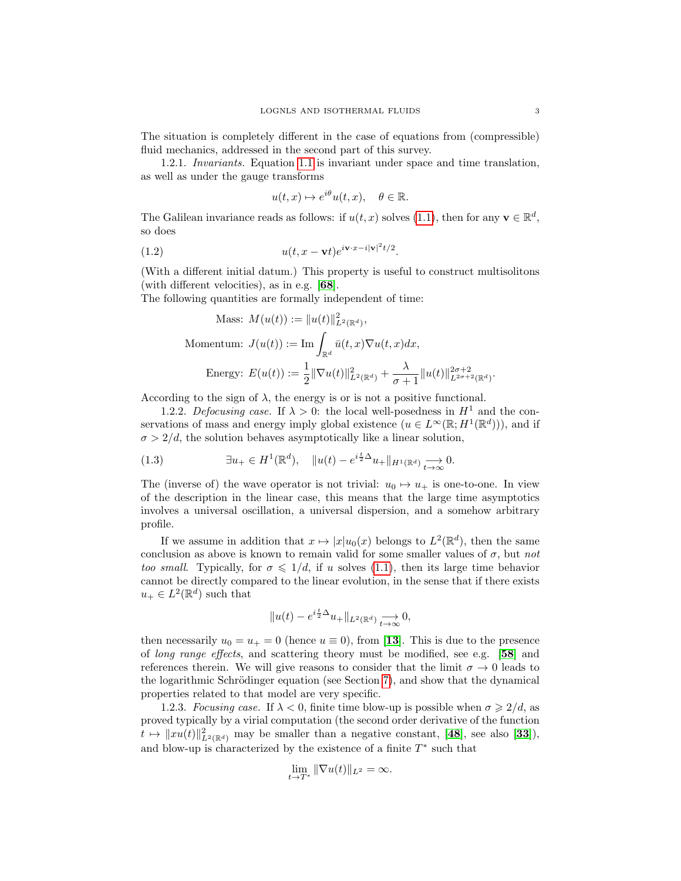The situation is completely different in the case of equations from (compressible) fluid mechanics, addressed in the second part of this survey.

1.2.1. *Invariants.* Equation 1.1 is invariant under space and time translation, as well as under the gauge transforms

$$u(t,x) \mapsto e^{i\theta} u(t,x), \quad \theta \in \mathbb{R}.$$

The Galilean invariance reads as follows: if $u(t,x)$ solves (1.1), then for any $\mathbf{v} \in \mathbb{R}^d$, so does

$$u(t, x - \mathbf{v}t) e^{i\mathbf{v}\cdot x - i|\mathbf{v}|^2 t/2}. \tag{1.2}$$

(With a different initial datum.) This property is useful to construct multisolitons (with different velocities), as in e.g. [**68**].

The following quantities are formally independent of time:

$$\text{Mass: } M(u(t)) := \|u(t)\|^2_{L^2(\mathbb{R}^d)},$$

$$\text{Momentum: } J(u(t)) := \operatorname{Im} \int_{\mathbb{R}^d} \bar{u}(t,x) \nabla u(t,x) dx,$$

$$\text{Energy: } E(u(t)) := \frac{1}{2}\|\nabla u(t)\|^2_{L^2(\mathbb{R}^d)} + \frac{\lambda}{\sigma+1}\|u(t)\|^{2\sigma+2}_{L^{2\sigma+2}(\mathbb{R}^d)}.$$

According to the sign of $\lambda$, the energy is or is not a positive functional.

1.2.2. *Defocusing case.* If $\lambda > 0$: the local well-posedness in $H^1$ and the conservations of mass and energy imply global existence ($u \in L^\infty(\mathbb{R}; H^1(\mathbb{R}^d))$), and if $\sigma > 2/d$, the solution behaves asymptotically like a linear solution,

$$\exists u_+ \in H^1(\mathbb{R}^d), \quad \|u(t) - e^{i\frac{t}{2}\Delta}u_+\|_{H^1(\mathbb{R}^d)} \underset{t\to\infty}{\longrightarrow} 0. \tag{1.3}$$

The (inverse of) the wave operator is not trivial: $u_0 \mapsto u_+$ is one-to-one. In view of the description in the linear case, this means that the large time asymptotics involves a universal oscillation, a universal dispersion, and a somehow arbitrary profile.

If we assume in addition that $x \mapsto |x| u_0(x)$ belongs to $L^2(\mathbb{R}^d)$, then the same conclusion as above is known to remain valid for some smaller values of $\sigma$, but *not too small*. Typically, for $\sigma \leqslant 1/d$, if $u$ solves (1.1), then its large time behavior cannot be directly compared to the linear evolution, in the sense that if there exists $u_+ \in L^2(\mathbb{R}^d)$ such that

$$\|u(t) - e^{i\frac{t}{2}\Delta}u_+\|_{L^2(\mathbb{R}^d)} \underset{t\to\infty}{\longrightarrow} 0,$$

then necessarily $u_0 = u_+ = 0$ (hence $u \equiv 0$), from [**13**]. This is due to the presence of *long range effects*, and scattering theory must be modified, see e.g. [**58**] and references therein. We will give reasons to consider that the limit $\sigma \to 0$ leads to the logarithmic Schrödinger equation (see Section 7), and show that the dynamical properties related to that model are very specific.

1.2.3. *Focusing case.* If $\lambda < 0$, finite time blow-up is possible when $\sigma \geqslant 2/d$, as proved typically by a virial computation (the second order derivative of the function $t \mapsto \|xu(t)\|^2_{L^2(\mathbb{R}^d)}$ may be smaller than a negative constant, [**48**], see also [**33**]), and blow-up is characterized by the existence of a finite $T^*$ such that

$$\lim_{t\to T^*} \|\nabla u(t)\|_{L^2} = \infty.$$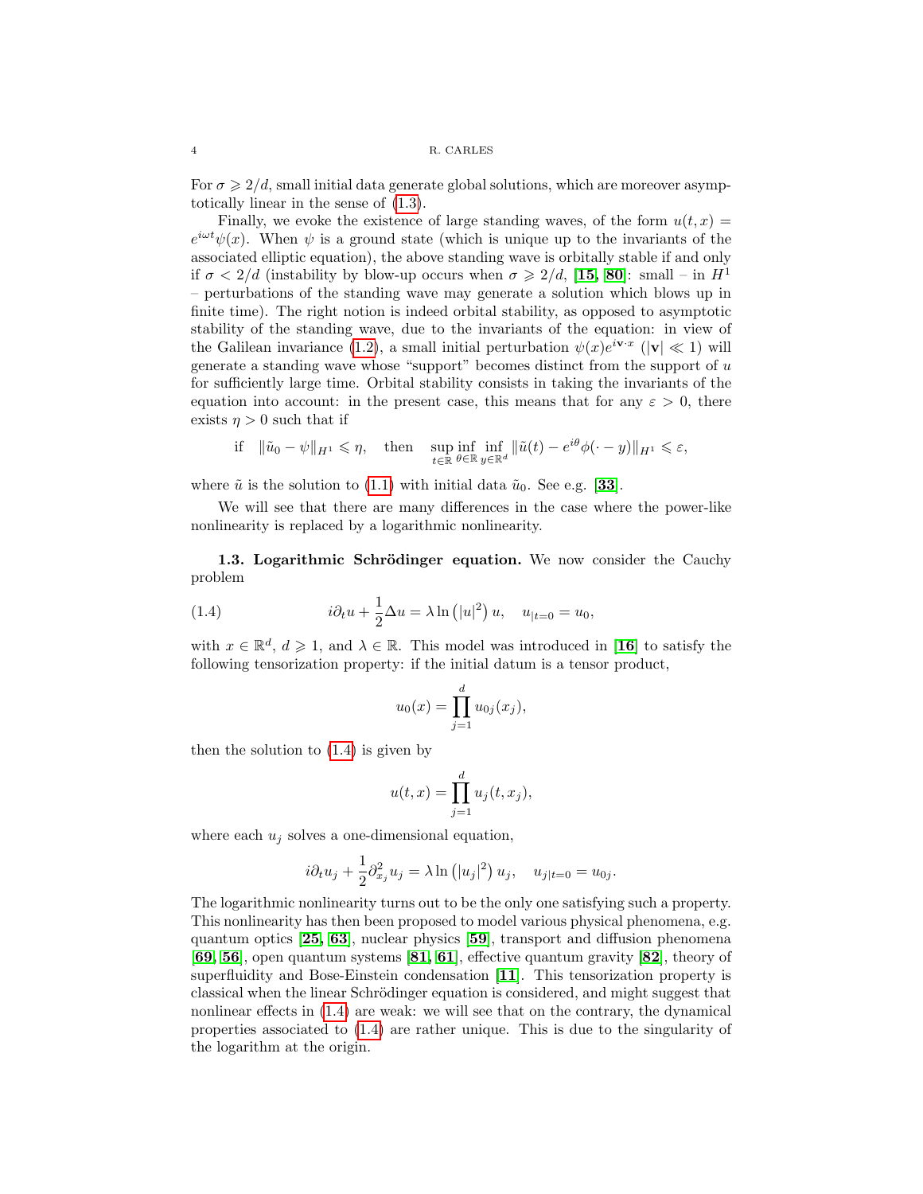For $\sigma \geqslant 2/d$, small initial data generate global solutions, which are moreover asymptotically linear in the sense of (1.3).

Finally, we evoke the existence of large standing waves, of the form $u(t,x) = e^{i\omega t}\psi(x)$. When $\psi$ is a ground state (which is unique up to the invariants of the associated elliptic equation), the above standing wave is orbitally stable if and only if $\sigma < 2/d$ (instability by blow-up occurs when $\sigma \geqslant 2/d$, [**15**, **80**]: small – in $H^1$ – perturbations of the standing wave may generate a solution which blows up in finite time). The right notion is indeed orbital stability, as opposed to asymptotic stability of the standing wave, due to the invariants of the equation: in view of the Galilean invariance (1.2), a small initial perturbation $\psi(x)e^{i\mathbf{v}\cdot x}$ ($|\mathbf{v}| \ll 1$) will generate a standing wave whose "support" becomes distinct from the support of $u$ for sufficiently large time. Orbital stability consists in taking the invariants of the equation into account: in the present case, this means that for any $\varepsilon > 0$, there exists $\eta > 0$ such that if

$$\text{if} \quad \|\tilde{u}_0 - \psi\|_{H^1} \leqslant \eta, \quad \text{then} \quad \sup_{t\in\mathbb{R}} \inf_{\theta\in\mathbb{R}} \inf_{y\in\mathbb{R}^d} \|\tilde{u}(t) - e^{i\theta}\phi(\cdot - y)\|_{H^1} \leqslant \varepsilon,$$

where $\tilde{u}$ is the solution to (1.1) with initial data $\tilde{u}_0$. See e.g. [**33**].

We will see that there are many differences in the case where the power-like nonlinearity is replaced by a logarithmic nonlinearity.

**1.3. Logarithmic Schrödinger equation.** We now consider the Cauchy problem

$$i\partial_t u + \frac{1}{2}\Delta u = \lambda \ln\left(|u|^2\right) u, \quad u_{|t=0} = u_0, \tag{1.4}$$

with $x \in \mathbb{R}^d$, $d \geqslant 1$, and $\lambda \in \mathbb{R}$. This model was introduced in [**16**] to satisfy the following tensorization property: if the initial datum is a tensor product,

$$u_0(x) = \prod_{j=1}^{d} u_{0j}(x_j),$$

then the solution to (1.4) is given by

$$u(t,x) = \prod_{j=1}^{d} u_j(t,x_j),$$

where each $u_j$ solves a one-dimensional equation,

$$i\partial_t u_j + \frac{1}{2}\partial_{x_j}^2 u_j = \lambda \ln\left(|u_j|^2\right) u_j, \quad u_{j|t=0} = u_{0j}.$$

The logarithmic nonlinearity turns out to be the only one satisfying such a property. This nonlinearity has then been proposed to model various physical phenomena, e.g. quantum optics [**25**, **63**], nuclear physics [**59**], transport and diffusion phenomena [**69**, **56**], open quantum systems [**81**, **61**], effective quantum gravity [**82**], theory of superfluidity and Bose-Einstein condensation [**11**]. This tensorization property is classical when the linear Schrödinger equation is considered, and might suggest that nonlinear effects in (1.4) are weak: we will see that on the contrary, the dynamical properties associated to (1.4) are rather unique. This is due to the singularity of the logarithm at the origin.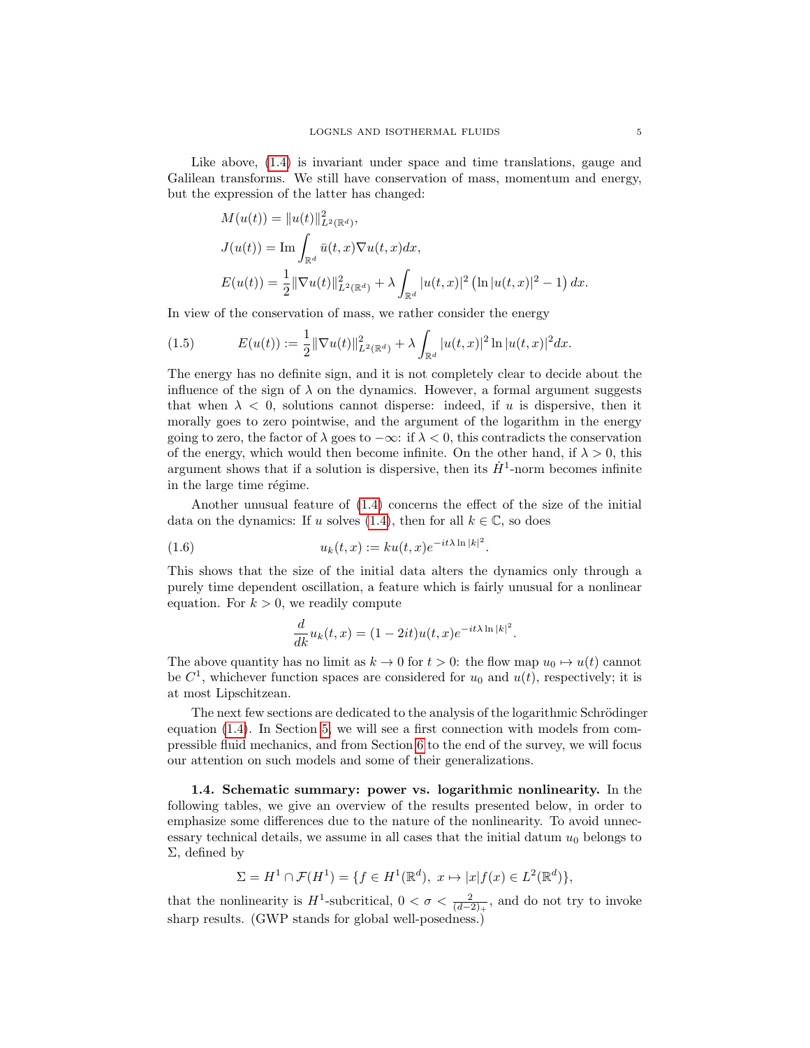Like above, (1.4) is invariant under space and time translations, gauge and Galilean transforms. We still have conservation of mass, momentum and energy, but the expression of the latter has changed:

$$
\begin{aligned}
&M(u(t)) = \|u(t)\|^2_{L^2(\mathbb{R}^d)},\\
&J(u(t)) = \operatorname{Im}\int_{\mathbb{R}^d} \bar{u}(t,x)\nabla u(t,x)dx,\\
&E(u(t)) = \frac{1}{2}\|\nabla u(t)\|^2_{L^2(\mathbb{R}^d)} + \lambda\int_{\mathbb{R}^d} |u(t,x)|^2\left(\ln|u(t,x)|^2 - 1\right)dx.
\end{aligned}
$$

In view of the conservation of mass, we rather consider the energy

$$
E(u(t)) := \frac{1}{2}\|\nabla u(t)\|^2_{L^2(\mathbb{R}^d)} + \lambda\int_{\mathbb{R}^d} |u(t,x)|^2 \ln|u(t,x)|^2 dx. \tag{1.5}
$$

The energy has no definite sign, and it is not completely clear to decide about the influence of the sign of $\lambda$ on the dynamics. However, a formal argument suggests that when $\lambda < 0$, solutions cannot disperse: indeed, if $u$ is dispersive, then it morally goes to zero pointwise, and the argument of the logarithm in the energy going to zero, the factor of $\lambda$ goes to $-\infty$: if $\lambda < 0$, this contradicts the conservation of the energy, which would then become infinite. On the other hand, if $\lambda > 0$, this argument shows that if a solution is dispersive, then its $\dot{H}^1$-norm becomes infinite in the large time régime.

Another unusual feature of (1.4) concerns the effect of the size of the initial data on the dynamics: If $u$ solves (1.4), then for all $k \in \mathbb{C}$, so does

$$
u_k(t,x) := k u(t,x) e^{-it\lambda \ln|k|^2}. \tag{1.6}
$$

This shows that the size of the initial data alters the dynamics only through a purely time dependent oscillation, a feature which is fairly unusual for a nonlinear equation. For $k > 0$, we readily compute

$$
\frac{d}{dk} u_k(t,x) = (1 - 2it)u(t,x)e^{-it\lambda \ln|k|^2}.
$$

The above quantity has no limit as $k \to 0$ for $t > 0$: the flow map $u_0 \mapsto u(t)$ cannot be $C^1$, whichever function spaces are considered for $u_0$ and $u(t)$, respectively; it is at most Lipschitzean.

The next few sections are dedicated to the analysis of the logarithmic Schrödinger equation (1.4). In Section 5, we will see a first connection with models from compressible fluid mechanics, and from Section 6 to the end of the survey, we will focus our attention on such models and some of their generalizations.

**1.4. Schematic summary: power vs. logarithmic nonlinearity.** In the following tables, we give an overview of the results presented below, in order to emphasize some differences due to the nature of the nonlinearity. To avoid unnecessary technical details, we assume in all cases that the initial datum $u_0$ belongs to $\Sigma$, defined by

$$
\Sigma = H^1 \cap \mathcal{F}(H^1) = \{f \in H^1(\mathbb{R}^d),\ x \mapsto |x| f(x) \in L^2(\mathbb{R}^d)\},
$$

that the nonlinearity is $H^1$-subcritical, $0 < \sigma < \frac{2}{(d-2)_+}$, and do not try to invoke sharp results. (GWP stands for global well-posedness.)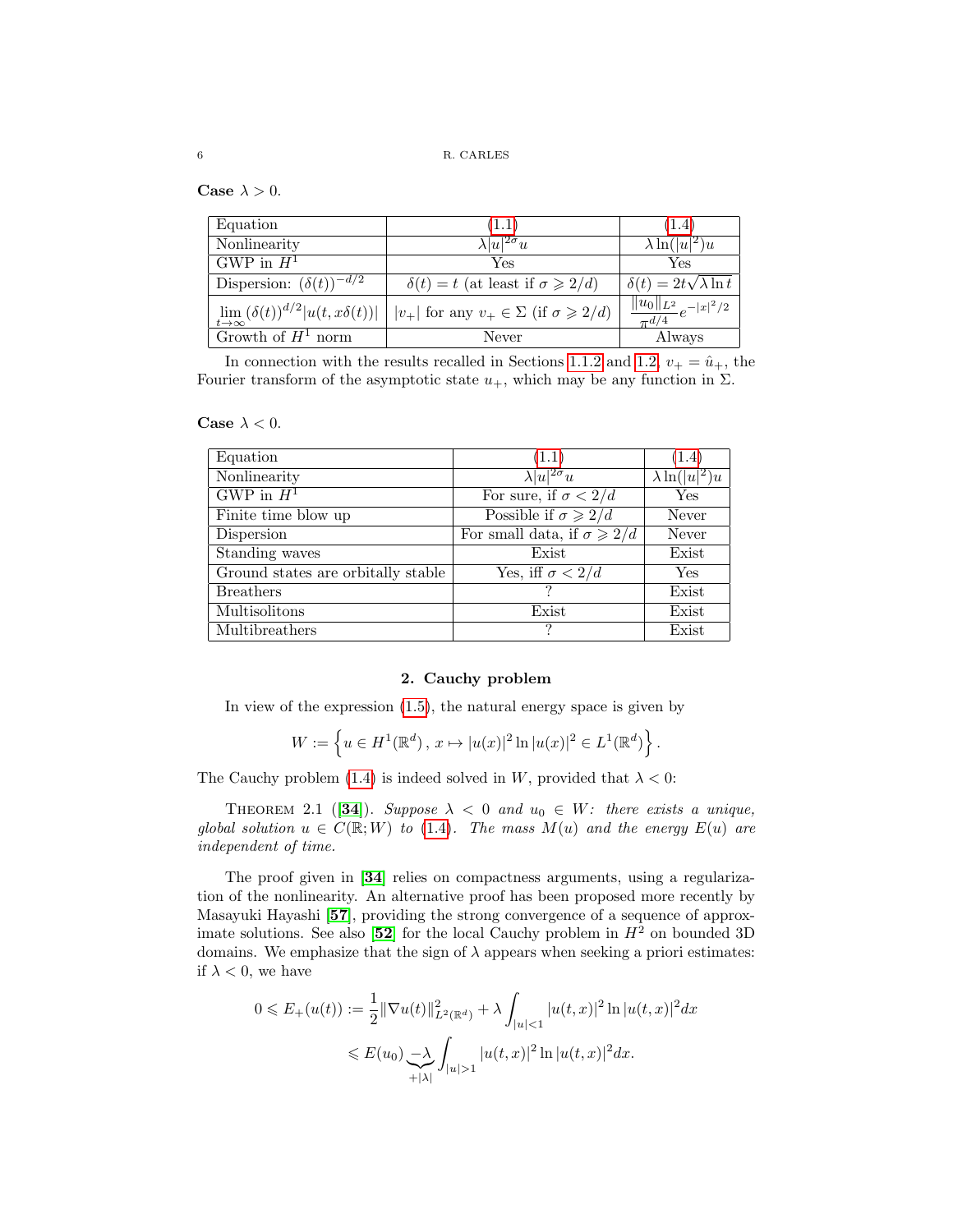**Case** $\lambda > 0$.

| Equation | (1.1) | (1.4) |
|---|---|---|
| Nonlinearity | $\lambda \|u\|^{2\sigma} u$ | $\lambda \ln(\|u\|^2) u$ |
| GWP in $H^1$ | Yes | Yes |
| Dispersion: $(\delta(t))^{-d/2}$ | $\delta(t) = t$ (at least if $\sigma \geqslant 2/d$) | $\delta(t) = 2t\sqrt{\lambda \ln t}$ |
| $\lim\limits_{t\to\infty} (\delta(t))^{d/2} \|u(t, x\delta(t))\|$ | $\|v_+\|$ for any $v_+ \in \Sigma$ (if $\sigma \geqslant 2/d$) | $\dfrac{\\|u_0\\|_{L^2}}{\pi^{d/4}} e^{-\|x\|^2/2}$ |
| Growth of $H^1$ norm | Never | Always |

In connection with the results recalled in Sections 1.1.2 and 1.2, $v_+ = \hat{u}_+$, the Fourier transform of the asymptotic state $u_+$, which may be any function in $\Sigma$.

**Case** $\lambda < 0$.

| Equation | (1.1) | (1.4) |
|---|---|---|
| Nonlinearity | $\lambda \|u\|^{2\sigma} u$ | $\lambda \ln(\|u\|^2) u$ |
| GWP in $H^1$ | For sure, if $\sigma < 2/d$ | Yes |
| Finite time blow up | Possible if $\sigma \geqslant 2/d$ | Never |
| Dispersion | For small data, if $\sigma \geqslant 2/d$ | Never |
| Standing waves | Exist | Exist |
| Ground states are orbitally stable | Yes, iff $\sigma < 2/d$ | Yes |
| Breathers | ? | Exist |
| Multisolitons | Exist | Exist |
| Multibreathers | ? | Exist |

## 2. Cauchy problem

In view of the expression (1.5), the natural energy space is given by

$$W := \left\{ u \in H^1(\mathbb{R}^d)\,,\, x \mapsto |u(x)|^2 \ln |u(x)|^2 \in L^1(\mathbb{R}^d) \right\}.$$

The Cauchy problem (1.4) is indeed solved in $W$, provided that $\lambda < 0$:

THEOREM 2.1 ([**34**]). *Suppose $\lambda < 0$ and $u_0 \in W$: there exists a unique, global solution $u \in C(\mathbb{R}; W)$ to (1.4). The mass $M(u)$ and the energy $E(u)$ are independent of time.*

The proof given in [**34**] relies on compactness arguments, using a regularization of the nonlinearity. An alternative proof has been proposed more recently by Masayuki Hayashi [**57**], providing the strong convergence of a sequence of approximate solutions. See also [**52**] for the local Cauchy problem in $H^2$ on bounded 3D domains. We emphasize that the sign of $\lambda$ appears when seeking a priori estimates: if $\lambda < 0$, we have

$$\begin{aligned} 0 \leqslant E_+(u(t)) &:= \frac{1}{2}\|\nabla u(t)\|^2_{L^2(\mathbb{R}^d)} + \lambda \int_{|u|<1} |u(t,x)|^2 \ln |u(t,x)|^2 dx \\ &\leqslant E(u_0) \underbrace{-\lambda}_{+|\lambda|} \int_{|u|>1} |u(t,x)|^2 \ln |u(t,x)|^2 dx. \end{aligned}$$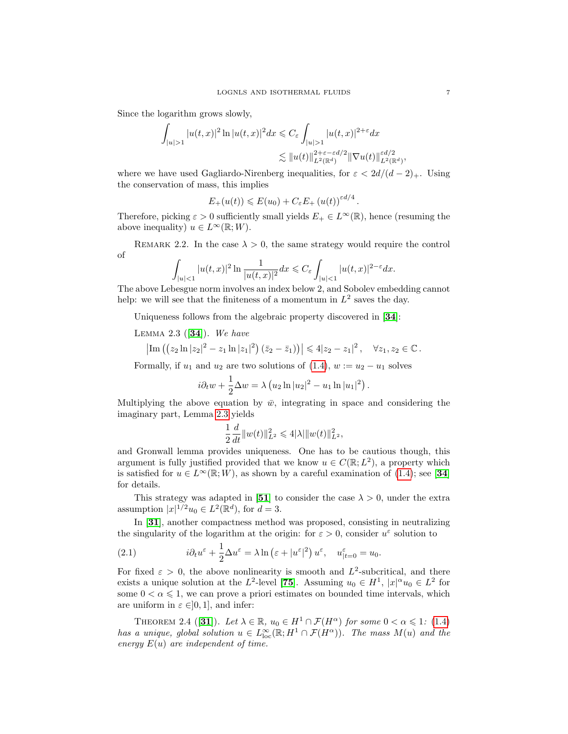Since the logarithm grows slowly,

$$\int_{|u|>1} |u(t,x)|^2 \ln |u(t,x)|^2 dx \leqslant C_\varepsilon \int_{|u|>1} |u(t,x)|^{2+\varepsilon} dx$$
$$\lesssim \|u(t)\|_{L^2(\mathbb{R}^d)}^{2+\varepsilon-\varepsilon d/2} \|\nabla u(t)\|_{L^2(\mathbb{R}^d)}^{\varepsilon d/2},$$

where we have used Gagliardo-Nirenberg inequalities, for $\varepsilon < 2d/(d-2)_+$. Using the conservation of mass, this implies

$$E_+(u(t)) \leqslant E(u_0) + C_\varepsilon E_+\left(u(t)\right)^{\varepsilon d/4}.$$

Therefore, picking $\varepsilon > 0$ sufficiently small yields $E_+ \in L^\infty(\mathbb{R})$, hence (resuming the above inequality) $u \in L^\infty(\mathbb{R}; W)$.

Remark 2.2. In the case $\lambda > 0$, the same strategy would require the control of

$$\int_{|u|<1} |u(t,x)|^2 \ln \frac{1}{|u(t,x)|^2} dx \leqslant C_\varepsilon \int_{|u|<1} |u(t,x)|^{2-\varepsilon} dx.$$

The above Lebesgue norm involves an index below 2, and Sobolev embedding cannot help: we will see that the finiteness of a momentum in $L^2$ saves the day.

Uniqueness follows from the algebraic property discovered in [**34**]:

Lemma 2.3 ([**34**]). *We have*

$$\left|\operatorname{Im}\left(\left(z_2 \ln |z_2|^2 - z_1 \ln |z_1|^2\right)\left(\bar{z}_2 - \bar{z}_1\right)\right)\right| \leqslant 4|z_2 - z_1|^2, \quad \forall z_1, z_2 \in \mathbb{C}.$$

Formally, if $u_1$ and $u_2$ are two solutions of (1.4), $w := u_2 - u_1$ solves

$$i\partial_t w + \frac{1}{2}\Delta w = \lambda\left(u_2 \ln |u_2|^2 - u_1 \ln |u_1|^2\right).$$

Multiplying the above equation by $\bar{w}$, integrating in space and considering the imaginary part, Lemma 2.3 yields

$$\frac{1}{2}\frac{d}{dt}\|w(t)\|_{L^2}^2 \leqslant 4|\lambda| \|w(t)\|_{L^2}^2,$$

and Gronwall lemma provides uniqueness. One has to be cautious though, this argument is fully justified provided that we know $u \in C(\mathbb{R}; L^2)$, a property which is satisfied for $u \in L^\infty(\mathbb{R}; W)$, as shown by a careful examination of (1.4); see [**34**] for details.

This strategy was adapted in [**51**] to consider the case $\lambda > 0$, under the extra assumption $|x|^{1/2} u_0 \in L^2(\mathbb{R}^d)$, for $d = 3$.

In [**31**], another compactness method was proposed, consisting in neutralizing the singularity of the logarithm at the origin: for $\varepsilon > 0$, consider $u^\varepsilon$ solution to

$$i\partial_t u^\varepsilon + \frac{1}{2}\Delta u^\varepsilon = \lambda \ln\left(\varepsilon + |u^\varepsilon|^2\right) u^\varepsilon, \quad u^\varepsilon_{|t=0} = u_0. \tag{2.1}$$

For fixed $\varepsilon > 0$, the above nonlinearity is smooth and $L^2$-subcritical, and there exists a unique solution at the $L^2$-level [**75**]. Assuming $u_0 \in H^1$, $|x|^\alpha u_0 \in L^2$ for some $0 < \alpha \leqslant 1$, we can prove a priori estimates on bounded time intervals, which are uniform in $\varepsilon \in ]0,1]$, and infer:

Theorem 2.4 ([**31**]). *Let $\lambda \in \mathbb{R}$, $u_0 \in H^1 \cap \mathcal{F}(H^\alpha)$ for some $0 < \alpha \leqslant 1$: (1.4) has a unique, global solution $u \in L^\infty_{\rm loc}(\mathbb{R}; H^1 \cap \mathcal{F}(H^\alpha))$. The mass $M(u)$ and the energy $E(u)$ are independent of time.*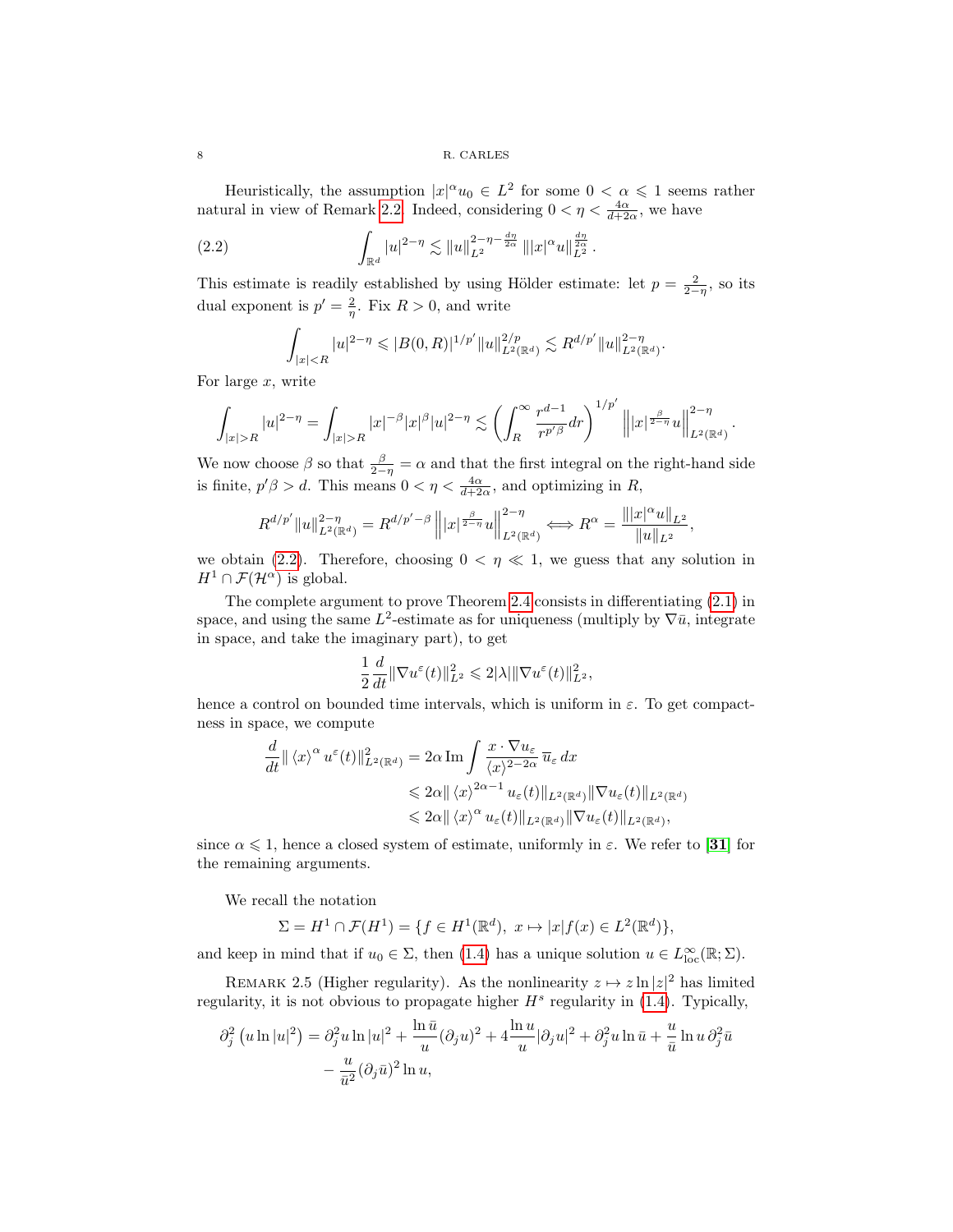Heuristically, the assumption $|x|^\alpha u_0 \in L^2$ for some $0 < \alpha \leqslant 1$ seems rather natural in view of Remark 2.2. Indeed, considering $0 < \eta < \frac{4\alpha}{d+2\alpha}$, we have

$$\int_{\mathbb{R}^d} |u|^{2-\eta} \lesssim \|u\|_{L^2}^{2-\eta-\frac{d\eta}{2\alpha}} \||x|^\alpha u\|_{L^2}^{\frac{d\eta}{2\alpha}}. \tag{2.2}$$

This estimate is readily established by using Hölder estimate: let $p = \frac{2}{2-\eta}$, so its dual exponent is $p' = \frac{2}{\eta}$. Fix $R > 0$, and write

$$\int_{|x|<R} |u|^{2-\eta} \leqslant |B(0,R)|^{1/p'} \|u\|_{L^2(\mathbb{R}^d)}^{2/p} \lesssim R^{d/p'} \|u\|_{L^2(\mathbb{R}^d)}^{2-\eta}.$$

For large $x$, write

$$\int_{|x|>R} |u|^{2-\eta} = \int_{|x|>R} |x|^{-\beta}|x|^\beta |u|^{2-\eta} \lesssim \left(\int_R^\infty \frac{r^{d-1}}{r^{p'\beta}}dr\right)^{1/p'} \left\||x|^{\frac{\beta}{2-\eta}}u\right\|_{L^2(\mathbb{R}^d)}^{2-\eta}.$$

We now choose $\beta$ so that $\frac{\beta}{2-\eta} = \alpha$ and that the first integral on the right-hand side is finite, $p'\beta > d$. This means $0 < \eta < \frac{4\alpha}{d+2\alpha}$, and optimizing in $R$,

$$R^{d/p'} \|u\|_{L^2(\mathbb{R}^d)}^{2-\eta} = R^{d/p'-\beta} \left\||x|^{\frac{\beta}{2-\eta}}u\right\|_{L^2(\mathbb{R}^d)}^{2-\eta} \Longleftrightarrow R^\alpha = \frac{\||x|^\alpha u\|_{L^2}}{\|u\|_{L^2}},$$

we obtain (2.2). Therefore, choosing $0 < \eta \ll 1$, we guess that any solution in $H^1 \cap \mathcal{F}(\mathcal{H}^\alpha)$ is global.

The complete argument to prove Theorem 2.4 consists in differentiating (2.1) in space, and using the same $L^2$-estimate as for uniqueness (multiply by $\nabla \bar{u}$, integrate in space, and take the imaginary part), to get

$$\frac{1}{2}\frac{d}{dt}\|\nabla u^\varepsilon(t)\|_{L^2}^2 \leqslant 2|\lambda| \|\nabla u^\varepsilon(t)\|_{L^2}^2,$$

hence a control on bounded time intervals, which is uniform in $\varepsilon$. To get compactness in space, we compute

$$\begin{aligned}
\frac{d}{dt}\| \langle x\rangle^\alpha u^\varepsilon(t)\|_{L^2(\mathbb{R}^d)}^2 &= 2\alpha \operatorname{Im} \int \frac{x\cdot \nabla u_\varepsilon}{\langle x\rangle^{2-2\alpha}} \overline{u}_\varepsilon \, dx \\
&\leqslant 2\alpha \| \langle x\rangle^{2\alpha-1} u_\varepsilon(t)\|_{L^2(\mathbb{R}^d)} \|\nabla u_\varepsilon(t)\|_{L^2(\mathbb{R}^d)} \\
&\leqslant 2\alpha \| \langle x\rangle^{\alpha} u_\varepsilon(t)\|_{L^2(\mathbb{R}^d)} \|\nabla u_\varepsilon(t)\|_{L^2(\mathbb{R}^d)},
\end{aligned}$$

since $\alpha \leqslant 1$, hence a closed system of estimate, uniformly in $\varepsilon$. We refer to [31] for the remaining arguments.

We recall the notation

$$\Sigma = H^1 \cap \mathcal{F}(H^1) = \{f \in H^1(\mathbb{R}^d),\ x \mapsto |x| f(x) \in L^2(\mathbb{R}^d)\},$$

and keep in mind that if $u_0 \in \Sigma$, then (1.4) has a unique solution $u \in L^\infty_{\rm loc}(\mathbb{R};\Sigma)$.

Remark 2.5 (Higher regularity). As the nonlinearity $z \mapsto z \ln |z|^2$ has limited regularity, it is not obvious to propagate higher $H^s$ regularity in (1.4). Typically,

$$\begin{aligned}
\partial_j^2 \left(u \ln |u|^2\right) = \partial_j^2 u \ln |u|^2 + \frac{\ln \bar{u}}{u}(\partial_j u)^2 + 4\frac{\ln u}{u}|\partial_j u|^2 + \partial_j^2 u \ln \bar{u} + \frac{u}{\bar{u}} \ln u \, \partial_j^2 \bar{u} \\
- \frac{u}{\bar{u}^2}(\partial_j \bar{u})^2 \ln u,
\end{aligned}$$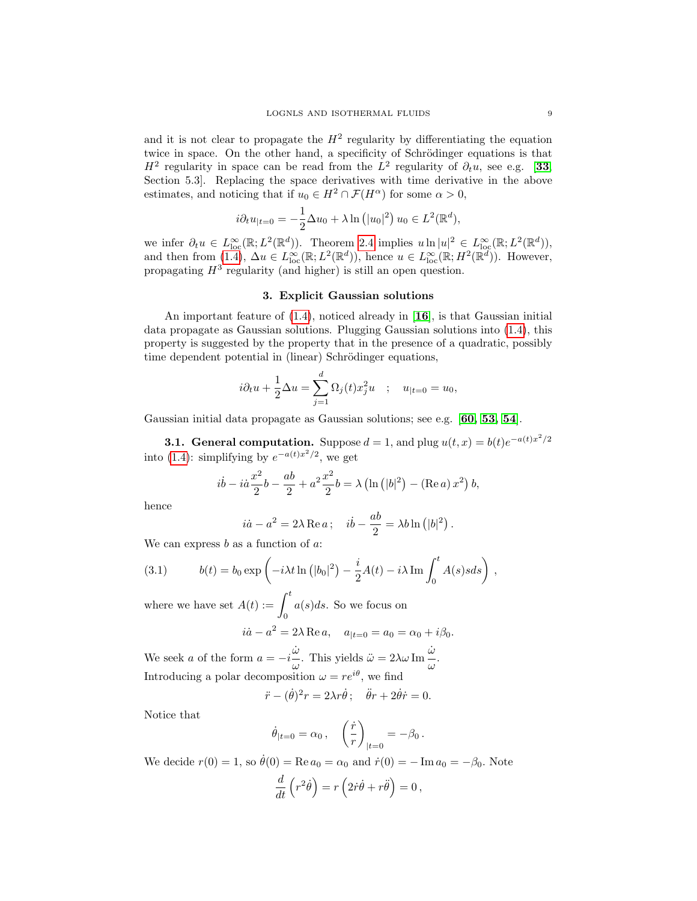and it is not clear to propagate the $H^2$ regularity by differentiating the equation twice in space. On the other hand, a specificity of Schrödinger equations is that $H^2$ regularity in space can be read from the $L^2$ regularity of $\partial_t u$, see e.g. [**33**, Section 5.3]. Replacing the space derivatives with time derivative in the above estimates, and noticing that if $u_0 \in H^2 \cap \mathcal{F}(H^\alpha)$ for some $\alpha > 0$,

$$i\partial_t u_{|t=0} = -\frac{1}{2}\Delta u_0 + \lambda \ln\left(|u_0|^2\right) u_0 \in L^2(\mathbb{R}^d),$$

we infer $\partial_t u \in L^\infty_{\rm loc}(\mathbb{R}; L^2(\mathbb{R}^d))$. Theorem 2.4 implies $u \ln |u|^2 \in L^\infty_{\rm loc}(\mathbb{R}; L^2(\mathbb{R}^d))$, and then from (1.4), $\Delta u \in L^\infty_{\rm loc}(\mathbb{R}; L^2(\mathbb{R}^d))$, hence $u \in L^\infty_{\rm loc}(\mathbb{R}; H^2(\mathbb{R}^d))$. However, propagating $H^3$ regularity (and higher) is still an open question.

## 3. Explicit Gaussian solutions

An important feature of (1.4), noticed already in [**16**], is that Gaussian initial data propagate as Gaussian solutions. Plugging Gaussian solutions into (1.4), this property is suggested by the property that in the presence of a quadratic, possibly time dependent potential in (linear) Schrödinger equations,

$$i\partial_t u + \frac{1}{2}\Delta u = \sum_{j=1}^d \Omega_j(t) x_j^2 u \quad ; \quad u_{|t=0} = u_0,$$

Gaussian initial data propagate as Gaussian solutions; see e.g. [**60**, **53**, **54**].

### 3.1. General computation.

Suppose $d = 1$, and plug $u(t,x) = b(t)e^{-a(t)x^2/2}$ into (1.4): simplifying by $e^{-a(t)x^2/2}$, we get

$$i\dot{b} - i\dot{a}\frac{x^2}{2}b - \frac{ab}{2} + a^2\frac{x^2}{2}b = \lambda\left(\ln\left(|b|^2\right) - (\operatorname{Re} a)\, x^2\right) b,$$

hence

$$i\dot{a} - a^2 = 2\lambda \operatorname{Re} a\, ; \quad i\dot{b} - \frac{ab}{2} = \lambda b \ln\left(|b|^2\right).$$

We can express $b$ as a function of $a$:

$$b(t) = b_0 \exp\left(-i\lambda t \ln\left(|b_0|^2\right) - \frac{i}{2}A(t) - i\lambda \operatorname{Im} \int_0^t A(s)ds\right), \tag{3.1}$$

where we have set $A(t) := \displaystyle\int_0^t a(s)ds$. So we focus on

$$i\dot{a} - a^2 = 2\lambda \operatorname{Re} a, \quad a_{|t=0} = a_0 = \alpha_0 + i\beta_0.$$

We seek $a$ of the form $a = -i\dfrac{\dot{\omega}}{\omega}$. This yields $\ddot{\omega} = 2\lambda\omega \operatorname{Im} \dfrac{\dot{\omega}}{\omega}$.
Introducing a polar decomposition $\omega = re^{i\theta}$, we find

$$\ddot{r} - (\dot{\theta})^2 r = 2\lambda r\dot{\theta}\, ; \quad \ddot{\theta}r + 2\dot{\theta}\dot{r} = 0.$$

Notice that

$$\dot{\theta}_{|t=0} = \alpha_0\, , \quad \left(\frac{\dot{r}}{r}\right)_{|t=0} = -\beta_0\, .$$

We decide $r(0) = 1$, so $\dot{\theta}(0) = \operatorname{Re} a_0 = \alpha_0$ and $\dot{r}(0) = -\operatorname{Im} a_0 = -\beta_0$. Note

$$\frac{d}{dt}\left(r^2\dot{\theta}\right) = r\left(2\dot{r}\dot{\theta} + r\ddot{\theta}\right) = 0\, ,$$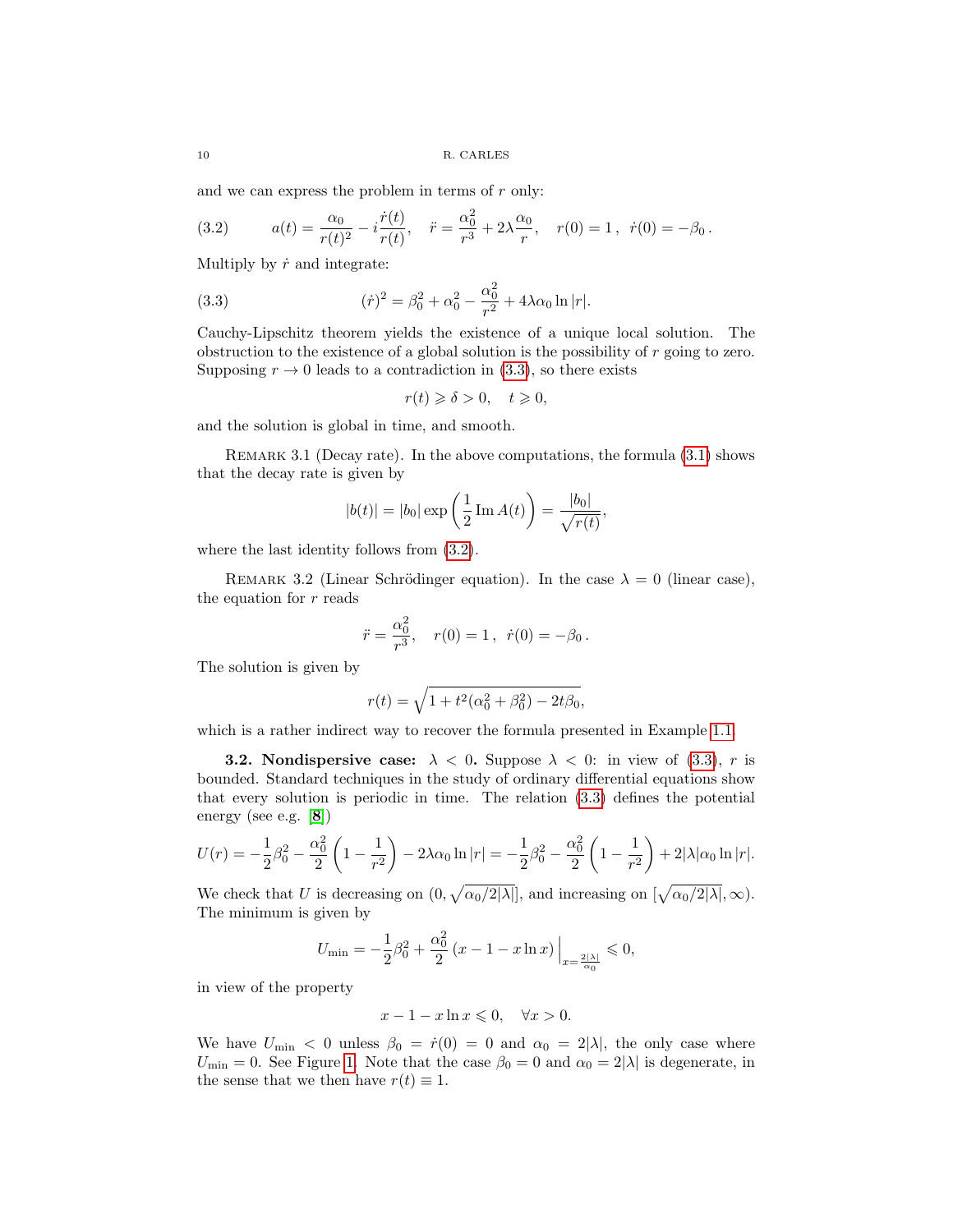and we can express the problem in terms of $r$ only:

$$a(t) = \frac{\alpha_0}{r(t)^2} - i\frac{\dot{r}(t)}{r(t)}, \quad \ddot{r} = \frac{\alpha_0^2}{r^3} + 2\lambda\frac{\alpha_0}{r}, \quad r(0) = 1\,, \ \dot{r}(0) = -\beta_0\,. \tag{3.2}$$

Multiply by $\dot{r}$ and integrate:

$$(\dot{r})^2 = \beta_0^2 + \alpha_0^2 - \frac{\alpha_0^2}{r^2} + 4\lambda\alpha_0 \ln|r|. \tag{3.3}$$

Cauchy-Lipschitz theorem yields the existence of a unique local solution. The obstruction to the existence of a global solution is the possibility of $r$ going to zero. Supposing $r \to 0$ leads to a contradiction in (3.3), so there exists

$$r(t) \geqslant \delta > 0, \quad t \geqslant 0,$$

and the solution is global in time, and smooth.

Remark 3.1 (Decay rate). In the above computations, the formula (3.1) shows that the decay rate is given by

$$|b(t)| = |b_0| \exp\left(\frac{1}{2}\operatorname{Im} A(t)\right) = \frac{|b_0|}{\sqrt{r(t)}},$$

where the last identity follows from (3.2).

Remark 3.2 (Linear Schrödinger equation). In the case $\lambda = 0$ (linear case), the equation for $r$ reads

$$\ddot{r} = \frac{\alpha_0^2}{r^3}, \quad r(0) = 1\,, \ \dot{r}(0) = -\beta_0\,.$$

The solution is given by

$$r(t) = \sqrt{1 + t^2(\alpha_0^2 + \beta_0^2) - 2t\beta_0},$$

which is a rather indirect way to recover the formula presented in Example 1.1.

**3.2. Nondispersive case: $\lambda < 0$.** Suppose $\lambda < 0$: in view of (3.3), $r$ is bounded. Standard techniques in the study of ordinary differential equations show that every solution is periodic in time. The relation (3.3) defines the potential energy (see e.g. [8])

$$U(r) = -\frac{1}{2}\beta_0^2 - \frac{\alpha_0^2}{2}\left(1 - \frac{1}{r^2}\right) - 2\lambda\alpha_0 \ln|r| = -\frac{1}{2}\beta_0^2 - \frac{\alpha_0^2}{2}\left(1 - \frac{1}{r^2}\right) + 2|\lambda|\alpha_0 \ln|r|.$$

We check that $U$ is decreasing on $(0, \sqrt{\alpha_0/2|\lambda|}]$, and increasing on $[\sqrt{\alpha_0/2|\lambda|}, \infty)$. The minimum is given by

$$U_{\min} = -\frac{1}{2}\beta_0^2 + \frac{\alpha_0^2}{2}\left(x - 1 - x\ln x\right)\Big|_{x = \frac{2|\lambda|}{\alpha_0}} \leqslant 0,$$

in view of the property

$$x - 1 - x\ln x \leqslant 0, \quad \forall x > 0.$$

We have $U_{\min} < 0$ unless $\beta_0 = \dot{r}(0) = 0$ and $\alpha_0 = 2|\lambda|$, the only case where $U_{\min} = 0$. See Figure 1. Note that the case $\beta_0 = 0$ and $\alpha_0 = 2|\lambda|$ is degenerate, in the sense that we then have $r(t) \equiv 1$.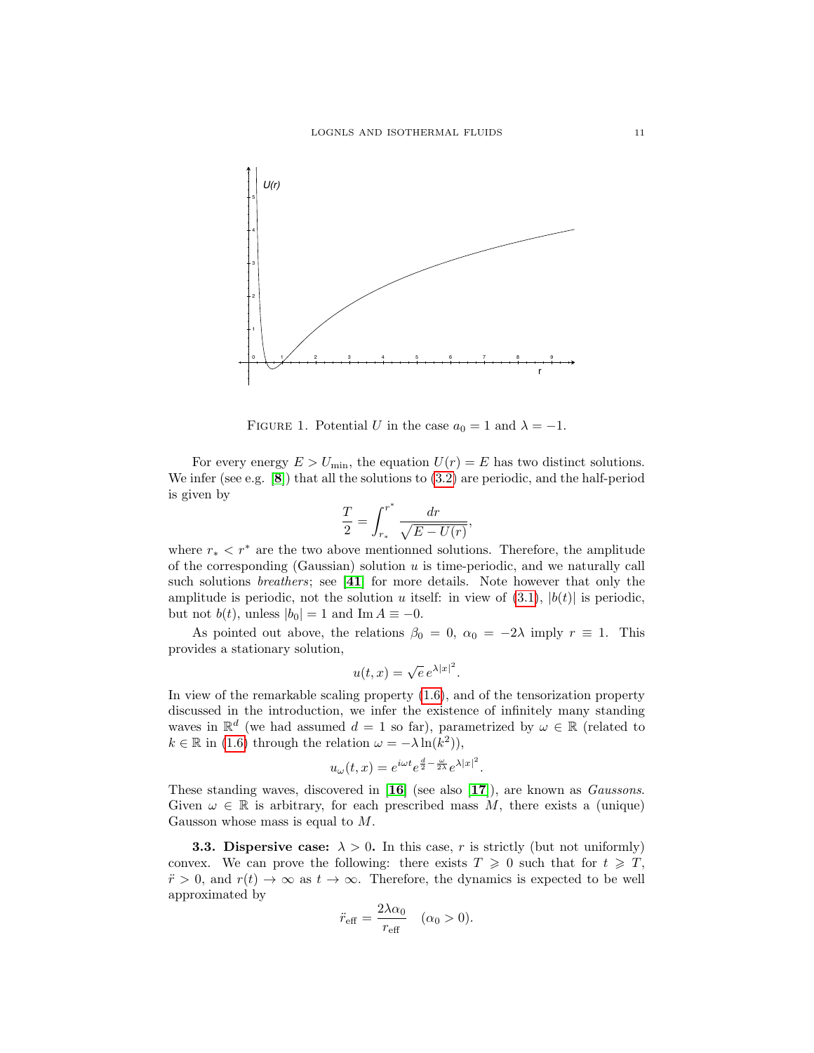FIGURE 1. Potential $U$ in the case $a_0 = 1$ and $\lambda = -1$.

For every energy $E > U_{\min}$, the equation $U(r) = E$ has two distinct solutions. We infer (see e.g. [8]) that all the solutions to (3.2) are periodic, and the half-period is given by

$$\frac{T}{2} = \int_{r_*}^{r^*} \frac{dr}{\sqrt{E - U(r)}},$$

where $r_* < r^*$ are the two above mentionned solutions. Therefore, the amplitude of the corresponding (Gaussian) solution $u$ is time-periodic, and we naturally call such solutions *breathers*; see [41] for more details. Note however that only the amplitude is periodic, not the solution $u$ itself: in view of (3.1), $|b(t)|$ is periodic, but not $b(t)$, unless $|b_0| = 1$ and $\operatorname{Im} A \equiv -0$.

As pointed out above, the relations $\beta_0 = 0$, $\alpha_0 = -2\lambda$ imply $r \equiv 1$. This provides a stationary solution,

$$u(t, x) = \sqrt{e}\, e^{\lambda |x|^2}.$$

In view of the remarkable scaling property (1.6), and of the tensorization property discussed in the introduction, we infer the existence of infinitely many standing waves in $\mathbb{R}^d$ (we had assumed $d = 1$ so far), parametrized by $\omega \in \mathbb{R}$ (related to $k \in \mathbb{R}$ in (1.6) through the relation $\omega = -\lambda \ln(k^2)$),

$$u_\omega(t, x) = e^{i\omega t} e^{\frac{d}{2} - \frac{\omega}{2\lambda}} e^{\lambda |x|^2}.$$

These standing waves, discovered in [16] (see also [17]), are known as *Gaussons*. Given $\omega \in \mathbb{R}$ is arbitrary, for each prescribed mass $M$, there exists a (unique) Gausson whose mass is equal to $M$.

**3.3. Dispersive case: $\lambda > 0$.** In this case, $r$ is strictly (but not uniformly) convex. We can prove the following: there exists $T \geqslant 0$ such that for $t \geqslant T$, $\ddot{r} > 0$, and $r(t) \to \infty$ as $t \to \infty$. Therefore, the dynamics is expected to be well approximated by

$$\ddot{r}_{\text{eff}} = \frac{2\lambda\alpha_0}{r_{\text{eff}}} \quad (\alpha_0 > 0).$$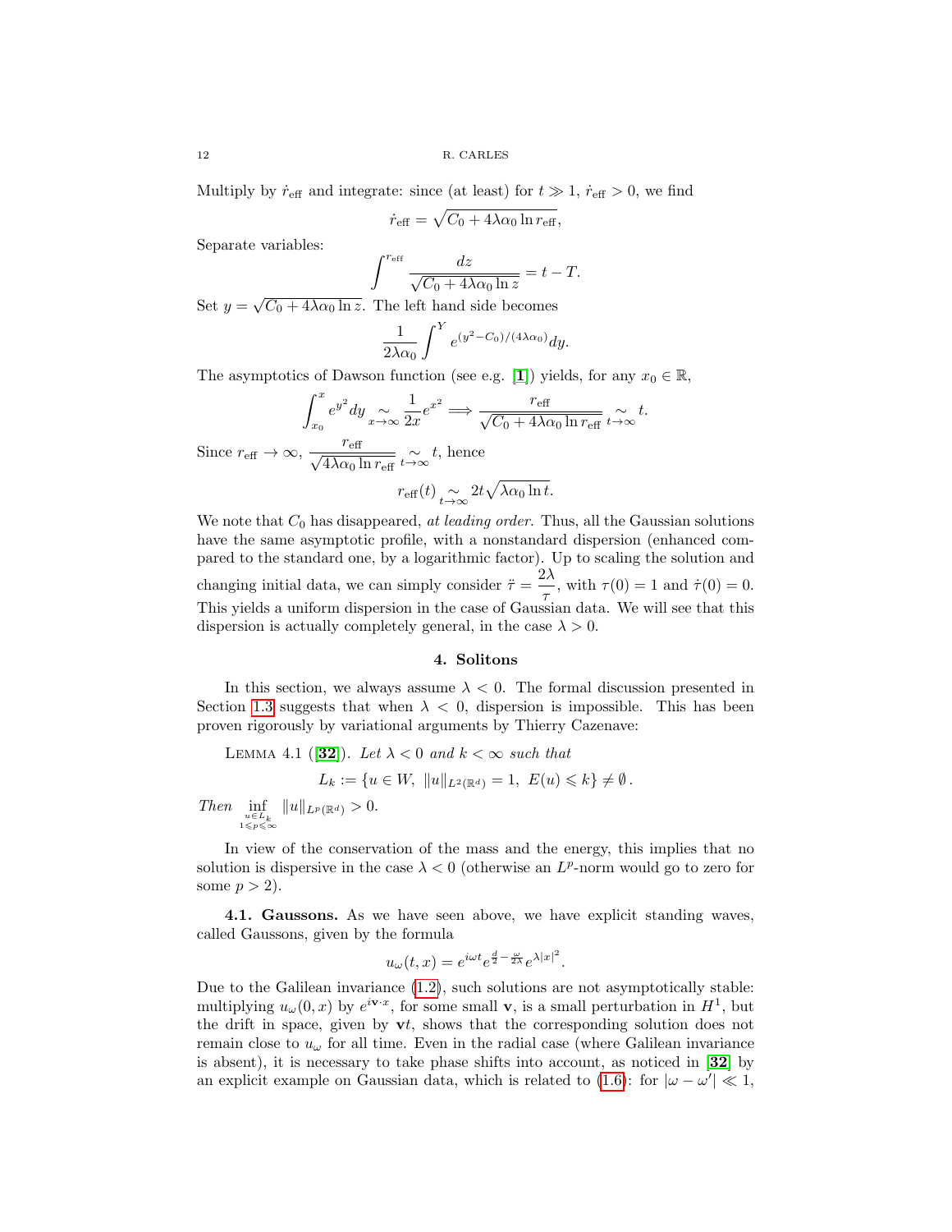Multiply by $\dot{r}_{\text{eff}}$ and integrate: since (at least) for $t \gg 1$, $\dot{r}_{\text{eff}} > 0$, we find

$$\dot{r}_{\text{eff}} = \sqrt{C_0 + 4\lambda\alpha_0 \ln r_{\text{eff}}},$$

Separate variables:

$$\int^{r_{\text{eff}}} \frac{dz}{\sqrt{C_0 + 4\lambda\alpha_0 \ln z}} = t - T.$$

Set $y = \sqrt{C_0 + 4\lambda\alpha_0 \ln z}$. The left hand side becomes

$$\frac{1}{2\lambda\alpha_0} \int^{Y} e^{(y^2 - C_0)/(4\lambda\alpha_0)} dy.$$

The asymptotics of Dawson function (see e.g. [1]) yields, for any $x_0 \in \mathbb{R}$,

$$\int_{x_0}^{x} e^{y^2} dy \underset{x\to\infty}{\sim} \frac{1}{2x} e^{x^2} \Longrightarrow \frac{r_{\text{eff}}}{\sqrt{C_0 + 4\lambda\alpha_0 \ln r_{\text{eff}}}} \underset{t\to\infty}{\sim} t.$$

Since $r_{\text{eff}} \to \infty$, $\dfrac{r_{\text{eff}}}{\sqrt{4\lambda\alpha_0 \ln r_{\text{eff}}}} \underset{t\to\infty}{\sim} t$, hence

$$r_{\text{eff}}(t) \underset{t\to\infty}{\sim} 2t\sqrt{\lambda\alpha_0 \ln t}.$$

We note that $C_0$ has disappeared, *at leading order*. Thus, all the Gaussian solutions have the same asymptotic profile, with a nonstandard dispersion (enhanced compared to the standard one, by a logarithmic factor). Up to scaling the solution and changing initial data, we can simply consider $\ddot{\tau} = \dfrac{2\lambda}{\tau}$, with $\tau(0) = 1$ and $\dot{\tau}(0) = 0$. This yields a uniform dispersion in the case of Gaussian data. We will see that this dispersion is actually completely general, in the case $\lambda > 0$.

## 4. Solitons

In this section, we always assume $\lambda < 0$. The formal discussion presented in Section 1.3 suggests that when $\lambda < 0$, dispersion is impossible. This has been proven rigorously by variational arguments by Thierry Cazenave:

Lemma 4.1 ([32]). *Let $\lambda < 0$ and $k < \infty$ such that*

$$L_k := \{u \in W, \ \|u\|_{L^2(\mathbb{R}^d)} = 1, \ E(u) \leqslant k\} \neq \emptyset\,.$$

*Then* $\displaystyle\inf_{\substack{u\in L_k \\ 1\leqslant p\leqslant\infty}} \|u\|_{L^p(\mathbb{R}^d)} > 0.$

In view of the conservation of the mass and the energy, this implies that no solution is dispersive in the case $\lambda < 0$ (otherwise an $L^p$-norm would go to zero for some $p > 2$).

**4.1. Gaussons.** As we have seen above, we have explicit standing waves, called Gaussons, given by the formula

$$u_\omega(t,x) = e^{i\omega t} e^{\frac{d}{2} - \frac{\omega}{2\lambda}} e^{\lambda |x|^2}.$$

Due to the Galilean invariance (1.2), such solutions are not asymptotically stable: multiplying $u_\omega(0,x)$ by $e^{i\mathbf{v}\cdot x}$, for some small $\mathbf{v}$, is a small perturbation in $H^1$, but the drift in space, given by $\mathbf{v}t$, shows that the corresponding solution does not remain close to $u_\omega$ for all time. Even in the radial case (where Galilean invariance is absent), it is necessary to take phase shifts into account, as noticed in [32] by an explicit example on Gaussian data, which is related to (1.6): for $|\omega - \omega'| \ll 1$,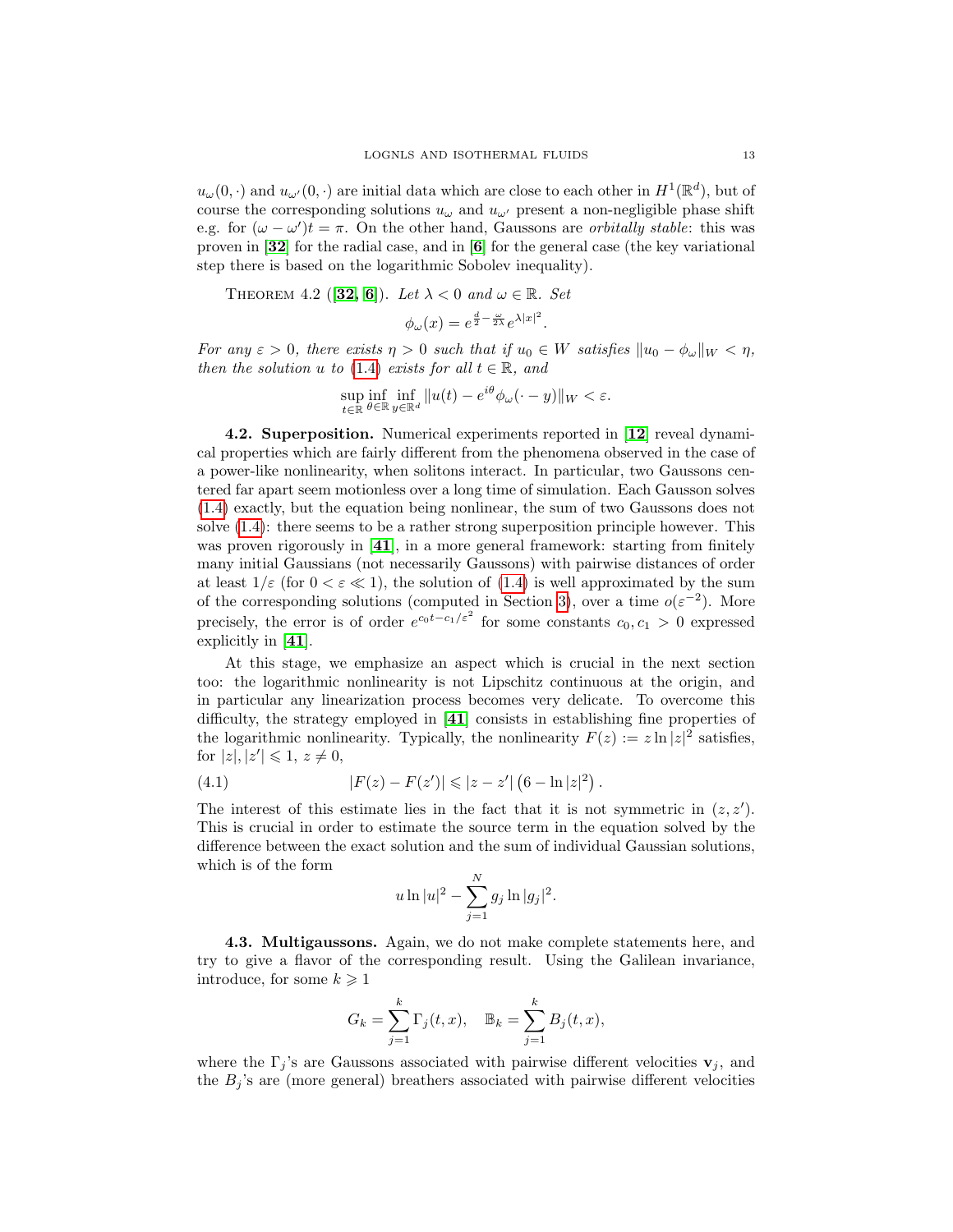$u_\omega(0,\cdot)$ and $u_{\omega'}(0,\cdot)$ are initial data which are close to each other in $H^1(\mathbb{R}^d)$, but of course the corresponding solutions $u_\omega$ and $u_{\omega'}$ present a non-negligible phase shift e.g. for $(\omega-\omega')t=\pi$. On the other hand, Gaussons are *orbitally stable*: this was proven in [**32**] for the radial case, and in [**6**] for the general case (the key variational step there is based on the logarithmic Sobolev inequality).

THEOREM 4.2 ([**32**, **6**]). *Let $\lambda<0$ and $\omega\in\mathbb{R}$. Set*

$$\phi_\omega(x)=e^{\frac{d}{2}-\frac{\omega}{2\lambda}}e^{\lambda|x|^2}.$$

*For any $\varepsilon>0$, there exists $\eta>0$ such that if $u_0\in W$ satisfies $\|u_0-\phi_\omega\|_W<\eta$, then the solution $u$ to (1.4) exists for all $t\in\mathbb{R}$, and*

$$\sup_{t\in\mathbb{R}}\inf_{\theta\in\mathbb{R}}\inf_{y\in\mathbb{R}^d}\|u(t)-e^{i\theta}\phi_\omega(\cdot-y)\|_W<\varepsilon.$$

**4.2. Superposition.** Numerical experiments reported in [**12**] reveal dynamical properties which are fairly different from the phenomena observed in the case of a power-like nonlinearity, when solitons interact. In particular, two Gaussons centered far apart seem motionless over a long time of simulation. Each Gausson solves (1.4) exactly, but the equation being nonlinear, the sum of two Gaussons does not solve (1.4): there seems to be a rather strong superposition principle however. This was proven rigorously in [**41**], in a more general framework: starting from finitely many initial Gaussians (not necessarily Gaussons) with pairwise distances of order at least $1/\varepsilon$ (for $0<\varepsilon\ll 1$), the solution of (1.4) is well approximated by the sum of the corresponding solutions (computed in Section 3), over a time $o(\varepsilon^{-2})$. More precisely, the error is of order $e^{c_0t-c_1/\varepsilon^2}$ for some constants $c_0,c_1>0$ expressed explicitly in [**41**].

At this stage, we emphasize an aspect which is crucial in the next section too: the logarithmic nonlinearity is not Lipschitz continuous at the origin, and in particular any linearization process becomes very delicate. To overcome this difficulty, the strategy employed in [**41**] consists in establishing fine properties of the logarithmic nonlinearity. Typically, the nonlinearity $F(z):=z\ln|z|^2$ satisfies, for $|z|,|z'|\leqslant 1$, $z\neq 0$,

$$|F(z)-F(z')|\leqslant|z-z'|\left(6-\ln|z|^2\right). \tag{4.1}$$

The interest of this estimate lies in the fact that it is not symmetric in $(z,z')$. This is crucial in order to estimate the source term in the equation solved by the difference between the exact solution and the sum of individual Gaussian solutions, which is of the form

$$u\ln|u|^2-\sum_{j=1}^N g_j\ln|g_j|^2.$$

**4.3. Multigaussons.** Again, we do not make complete statements here, and try to give a flavor of the corresponding result. Using the Galilean invariance, introduce, for some $k\geqslant 1$

$$G_k=\sum_{j=1}^k\Gamma_j(t,x),\quad \mathbb{B}_k=\sum_{j=1}^k B_j(t,x),$$

where the $\Gamma_j$'s are Gaussons associated with pairwise different velocities $\mathbf{v}_j$, and the $B_j$'s are (more general) breathers associated with pairwise different velocities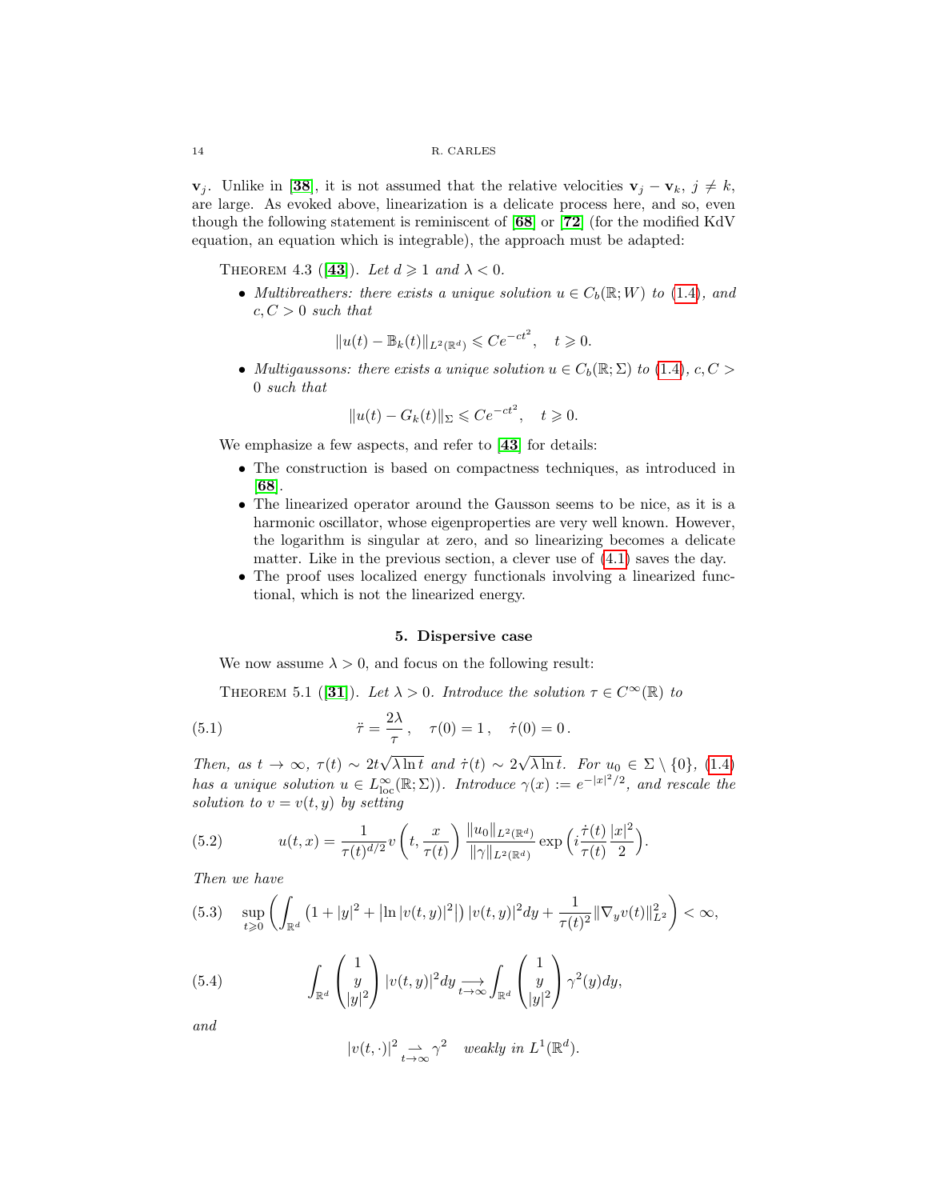$\mathbf{v}_j$. Unlike in [38], it is not assumed that the relative velocities $\mathbf{v}_j - \mathbf{v}_k$, $j \neq k$, are large. As evoked above, linearization is a delicate process here, and so, even though the following statement is reminiscent of [68] or [72] (for the modified KdV equation, an equation which is integrable), the approach must be adapted:

Theorem 4.3 ([43]). *Let $d \geqslant 1$ and $\lambda < 0$.*

- *Multibreathers: there exists a unique solution $u \in C_b(\mathbb{R}; W)$ to (1.4), and $c, C > 0$ such that*

$$\|u(t) - \mathbb{B}_k(t)\|_{L^2(\mathbb{R}^d)} \leqslant C e^{-ct^2}, \quad t \geqslant 0.$$

- *Multigaussons: there exists a unique solution $u \in C_b(\mathbb{R}; \Sigma)$ to (1.4), $c, C > 0$ such that*

$$\|u(t) - G_k(t)\|_{\Sigma} \leqslant C e^{-ct^2}, \quad t \geqslant 0.$$

We emphasize a few aspects, and refer to [43] for details:

- The construction is based on compactness techniques, as introduced in [68].
- The linearized operator around the Gausson seems to be nice, as it is a harmonic oscillator, whose eigenproperties are very well known. However, the logarithm is singular at zero, and so linearizing becomes a delicate matter. Like in the previous section, a clever use of (4.1) saves the day.
- The proof uses localized energy functionals involving a linearized functional, which is not the linearized energy.

## 5. Dispersive case

We now assume $\lambda > 0$, and focus on the following result:

Theorem 5.1 ([31]). *Let $\lambda > 0$. Introduce the solution $\tau \in C^\infty(\mathbb{R})$ to*

$$\ddot{\tau} = \frac{2\lambda}{\tau}, \quad \tau(0) = 1, \quad \dot{\tau}(0) = 0. \tag{5.1}$$

*Then, as $t \to \infty$, $\tau(t) \sim 2t\sqrt{\lambda \ln t}$ and $\dot{\tau}(t) \sim 2\sqrt{\lambda \ln t}$. For $u_0 \in \Sigma \setminus \{0\}$, (1.4) has a unique solution $u \in L^\infty_{\mathrm{loc}}(\mathbb{R}; \Sigma))$. Introduce $\gamma(x) := e^{-|x|^2/2}$, and rescale the solution to $v = v(t,y)$ by setting*

$$u(t,x) = \frac{1}{\tau(t)^{d/2}} v\left(t, \frac{x}{\tau(t)}\right) \frac{\|u_0\|_{L^2(\mathbb{R}^d)}}{\|\gamma\|_{L^2(\mathbb{R}^d)}} \exp\left(i \frac{\dot{\tau}(t)}{\tau(t)} \frac{|x|^2}{2}\right). \tag{5.2}$$

*Then we have*

$$\sup_{t \geqslant 0} \left( \int_{\mathbb{R}^d} \left(1 + |y|^2 + \left|\ln |v(t,y)|^2\right|\right) |v(t,y)|^2 dy + \frac{1}{\tau(t)^2} \|\nabla_y v(t)\|^2_{L^2} \right) < \infty, \tag{5.3}$$

$$\int_{\mathbb{R}^d} \begin{pmatrix} 1 \\ y \\ |y|^2 \end{pmatrix} |v(t,y)|^2 dy \underset{t \to \infty}{\longrightarrow} \int_{\mathbb{R}^d} \begin{pmatrix} 1 \\ y \\ |y|^2 \end{pmatrix} \gamma^2(y) dy, \tag{5.4}$$

*and*

$$|v(t,\cdot)|^2 \underset{t \to \infty}{\rightharpoonup} \gamma^2 \quad \text{weakly in } L^1(\mathbb{R}^d).$$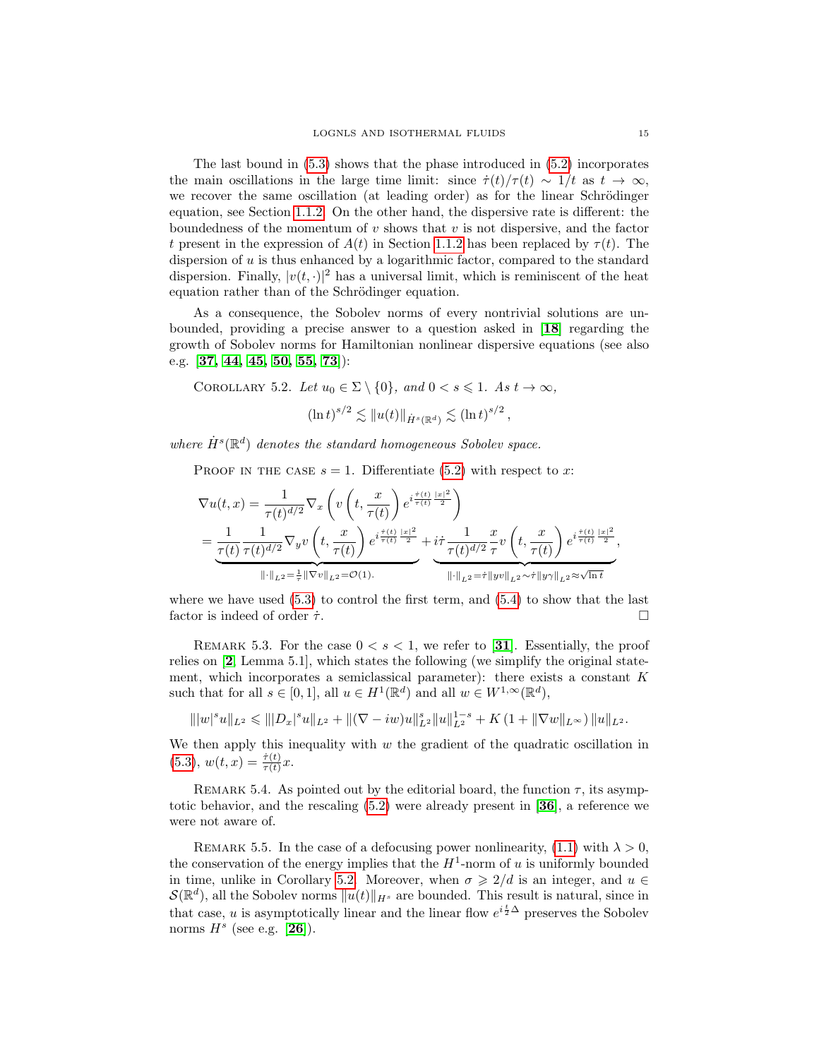The last bound in (5.3) shows that the phase introduced in (5.2) incorporates the main oscillations in the large time limit: since $\dot{\tau}(t)/\tau(t) \sim 1/t$ as $t \to \infty$, we recover the same oscillation (at leading order) as for the linear Schrödinger equation, see Section 1.1.2. On the other hand, the dispersive rate is different: the boundedness of the momentum of $v$ shows that $v$ is not dispersive, and the factor $t$ present in the expression of $A(t)$ in Section 1.1.2 has been replaced by $\tau(t)$. The dispersion of $u$ is thus enhanced by a logarithmic factor, compared to the standard dispersion. Finally, $|v(t,\cdot)|^2$ has a universal limit, which is reminiscent of the heat equation rather than of the Schrödinger equation.

As a consequence, the Sobolev norms of every nontrivial solutions are unbounded, providing a precise answer to a question asked in [**18**] regarding the growth of Sobolev norms for Hamiltonian nonlinear dispersive equations (see also e.g. [**37**, **44**, **45**, **50**, **55**, **73**]):

Corollary 5.2. *Let $u_0 \in \Sigma \setminus \{0\}$, and $0 < s \leqslant 1$. As $t \to \infty$,*

$$(\ln t)^{s/2} \lesssim \|u(t)\|_{\dot{H}^s(\mathbb{R}^d)} \lesssim (\ln t)^{s/2},$$

*where $\dot{H}^s(\mathbb{R}^d)$ denotes the standard homogeneous Sobolev space.*

Proof in the case $s = 1$. Differentiate (5.2) with respect to $x$:

$$\begin{aligned}
\nabla u(t,x) &= \frac{1}{\tau(t)^{d/2}} \nabla_x \left( v\left(t, \frac{x}{\tau(t)}\right) e^{i \frac{\dot{\tau}(t)}{\tau(t)} \frac{|x|^2}{2}} \right) \\
&= \underbrace{\frac{1}{\tau(t)} \frac{1}{\tau(t)^{d/2}} \nabla_y v\left(t, \frac{x}{\tau(t)}\right) e^{i \frac{\dot{\tau}(t)}{\tau(t)} \frac{|x|^2}{2}}}_{\|\cdot\|_{L^2} = \frac{1}{\tau}\|\nabla v\|_{L^2} = \mathcal{O}(1).} + \underbrace{i\dot{\tau} \frac{1}{\tau(t)^{d/2}} \frac{x}{\tau} v\left(t, \frac{x}{\tau(t)}\right) e^{i \frac{\dot{\tau}(t)}{\tau(t)} \frac{|x|^2}{2}}}_{\|\cdot\|_{L^2} = \dot{\tau}\|yv\|_{L^2} \sim \dot{\tau}\|y\gamma\|_{L^2} \approx \sqrt{\ln t}},
\end{aligned}$$

where we have used (5.3) to control the first term, and (5.4) to show that the last factor is indeed of order $\dot{\tau}$. $\square$

Remark 5.3. For the case $0 < s < 1$, we refer to [**31**]. Essentially, the proof relies on [**2**, Lemma 5.1], which states the following (we simplify the original statement, which incorporates a semiclassical parameter): there exists a constant $K$ such that for all $s \in [0,1]$, all $u \in H^1(\mathbb{R}^d)$ and all $w \in W^{1,\infty}(\mathbb{R}^d)$,

$$\||w|^s u\|_{L^2} \leqslant \||D_x|^s u\|_{L^2} + \|(\nabla - iw)u\|_{L^2}^s \|u\|_{L^2}^{1-s} + K\left(1 + \|\nabla w\|_{L^\infty}\right)\|u\|_{L^2}.$$

We then apply this inequality with $w$ the gradient of the quadratic oscillation in (5.3), $w(t,x) = \frac{\dot{\tau}(t)}{\tau(t)} x$.

Remark 5.4. As pointed out by the editorial board, the function $\tau$, its asymptotic behavior, and the rescaling (5.2) were already present in [**36**], a reference we were not aware of.

Remark 5.5. In the case of a defocusing power nonlinearity, (1.1) with $\lambda > 0$, the conservation of the energy implies that the $H^1$-norm of $u$ is uniformly bounded in time, unlike in Corollary 5.2. Moreover, when $\sigma \geqslant 2/d$ is an integer, and $u \in \mathcal{S}(\mathbb{R}^d)$, all the Sobolev norms $\|u(t)\|_{H^s}$ are bounded. This result is natural, since in that case, $u$ is asymptotically linear and the linear flow $e^{i\frac{t}{2}\Delta}$ preserves the Sobolev norms $H^s$ (see e.g. [**26**]).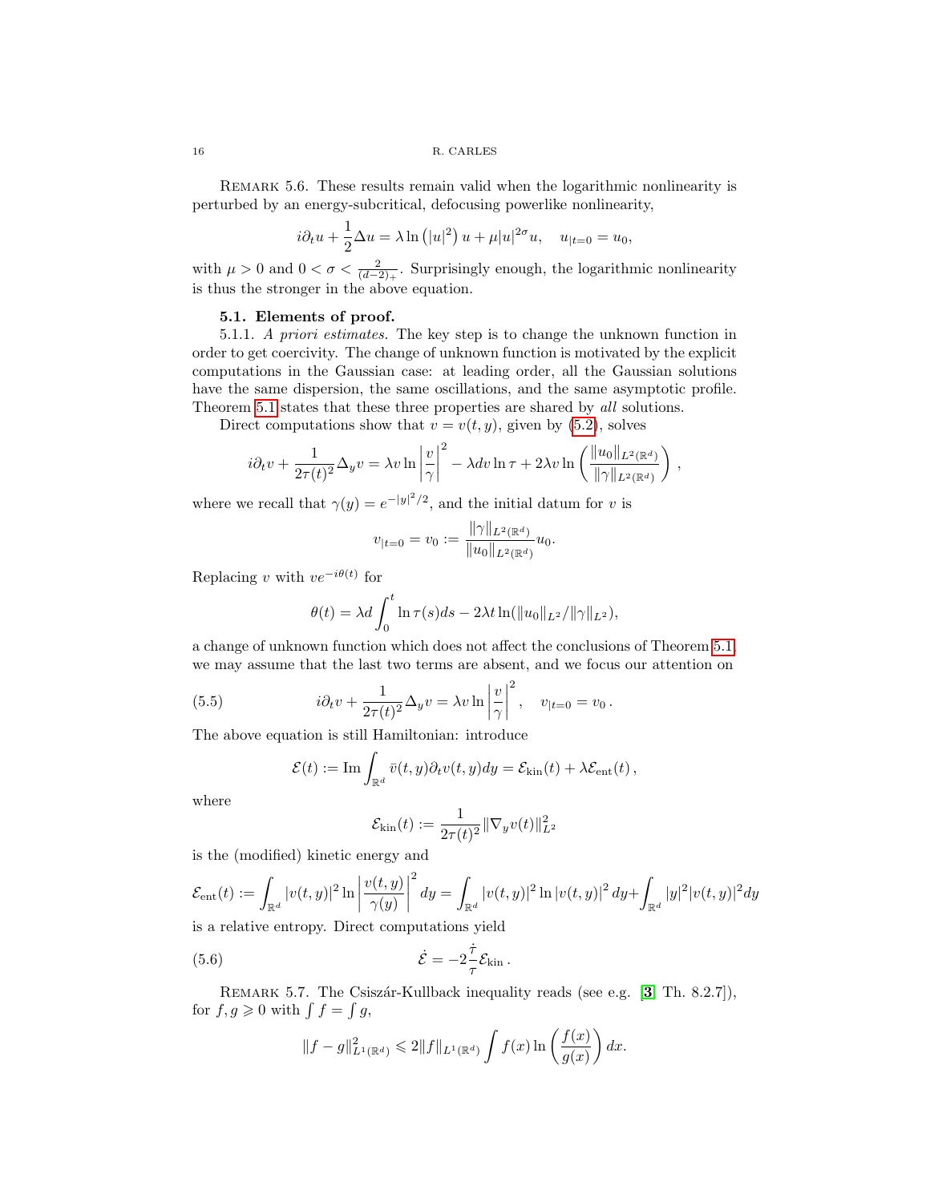Remark 5.6. These results remain valid when the logarithmic nonlinearity is perturbed by an energy-subcritical, defocusing powerlike nonlinearity,

$$i\partial_t u + \frac{1}{2}\Delta u = \lambda \ln\left(|u|^2\right) u + \mu |u|^{2\sigma} u, \quad u_{|t=0} = u_0,$$

with $\mu > 0$ and $0 < \sigma < \frac{2}{(d-2)_+}$. Surprisingly enough, the logarithmic nonlinearity is thus the stronger in the above equation.

### 5.1. Elements of proof.

5.1.1. *A priori estimates.* The key step is to change the unknown function in order to get coercivity. The change of unknown function is motivated by the explicit computations in the Gaussian case: at leading order, all the Gaussian solutions have the same dispersion, the same oscillations, and the same asymptotic profile. Theorem 5.1 states that these three properties are shared by *all* solutions.

Direct computations show that $v = v(t, y)$, given by (5.2), solves

$$i\partial_t v + \frac{1}{2\tau(t)^2}\Delta_y v = \lambda v \ln\left|\frac{v}{\gamma}\right|^2 - \lambda d v \ln \tau + 2\lambda v \ln\left(\frac{\|u_0\|_{L^2(\mathbb{R}^d)}}{\|\gamma\|_{L^2(\mathbb{R}^d)}}\right),$$

where we recall that $\gamma(y) = e^{-|y|^2/2}$, and the initial datum for $v$ is

$$v_{|t=0} = v_0 := \frac{\|\gamma\|_{L^2(\mathbb{R}^d)}}{\|u_0\|_{L^2(\mathbb{R}^d)}} u_0.$$

Replacing $v$ with $ve^{-i\theta(t)}$ for

$$\theta(t) = \lambda d \int_0^t \ln \tau(s) ds - 2\lambda t \ln(\|u_0\|_{L^2}/\|\gamma\|_{L^2}),$$

a change of unknown function which does not affect the conclusions of Theorem 5.1, we may assume that the last two terms are absent, and we focus our attention on

$$i\partial_t v + \frac{1}{2\tau(t)^2}\Delta_y v = \lambda v \ln\left|\frac{v}{\gamma}\right|^2, \quad v_{|t=0} = v_0\,. \tag{5.5}$$

The above equation is still Hamiltonian: introduce

$$\mathcal{E}(t) := \operatorname{Im} \int_{\mathbb{R}^d} \bar{v}(t,y)\partial_t v(t,y) dy = \mathcal{E}_{\rm kin}(t) + \lambda \mathcal{E}_{\rm ent}(t)\,,$$

where

$$\mathcal{E}_{\rm kin}(t) := \frac{1}{2\tau(t)^2}\|\nabla_y v(t)\|_{L^2}^2$$

is the (modified) kinetic energy and

$$\mathcal{E}_{\rm ent}(t) := \int_{\mathbb{R}^d} |v(t,y)|^2 \ln\left|\frac{v(t,y)}{\gamma(y)}\right|^2 dy = \int_{\mathbb{R}^d} |v(t,y)|^2 \ln|v(t,y)|^2 dy + \int_{\mathbb{R}^d} |y|^2 |v(t,y)|^2 dy$$

is a relative entropy. Direct computations yield

$$\dot{\mathcal{E}} = -2\frac{\dot{\tau}}{\tau}\mathcal{E}_{\rm kin}\,. \tag{5.6}$$

Remark 5.7. The Csiszár-Kullback inequality reads (see e.g. [3, Th. 8.2.7]), for $f, g \geqslant 0$ with $\int f = \int g$,

$$\|f - g\|_{L^1(\mathbb{R}^d)}^2 \leqslant 2\|f\|_{L^1(\mathbb{R}^d)} \int f(x) \ln\left(\frac{f(x)}{g(x)}\right) dx.$$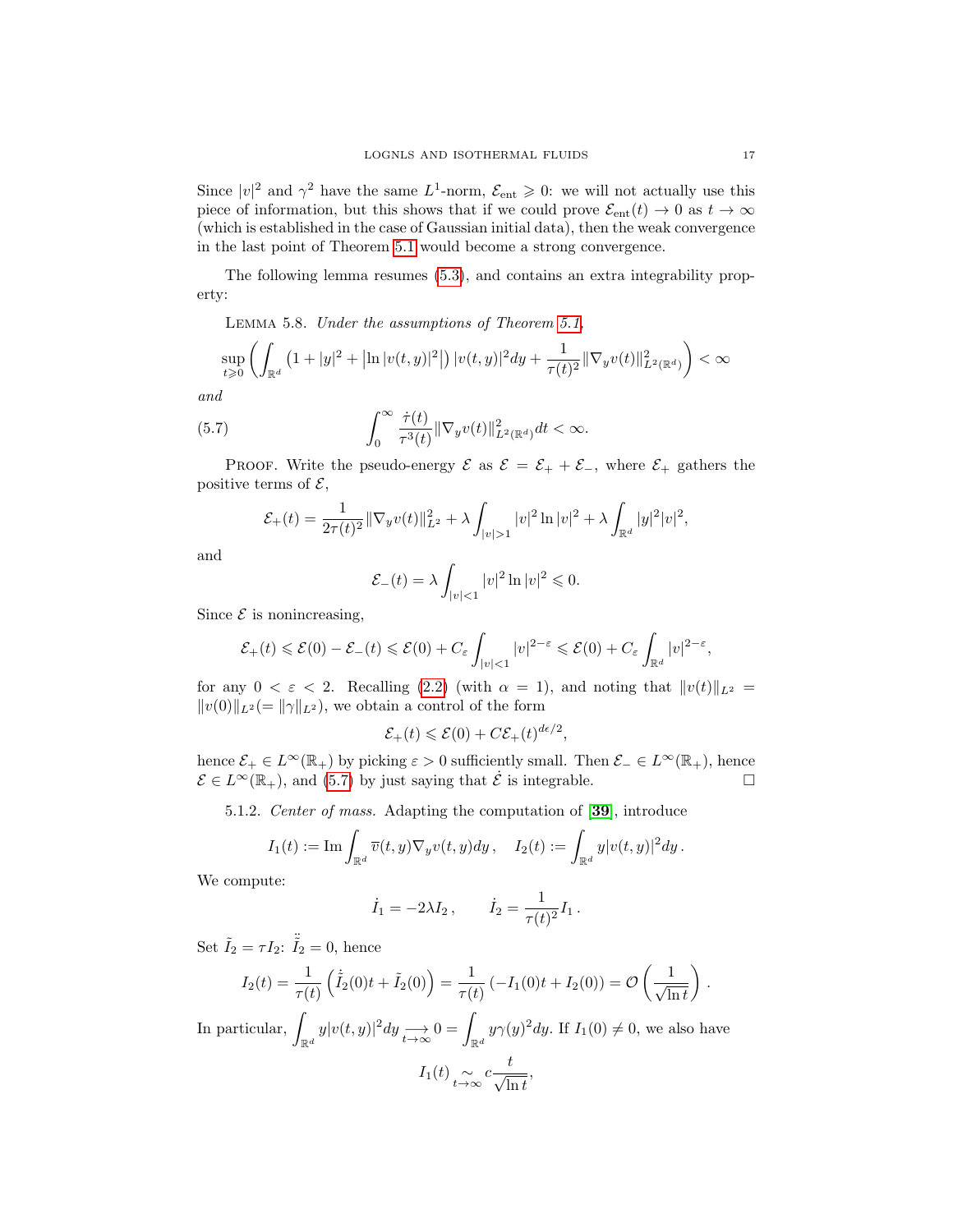Since $|v|^2$ and $\gamma^2$ have the same $L^1$-norm, $\mathcal{E}_{\rm ent} \geqslant 0$: we will not actually use this piece of information, but this shows that if we could prove $\mathcal{E}_{\rm ent}(t) \to 0$ as $t \to \infty$ (which is established in the case of Gaussian initial data), then the weak convergence in the last point of Theorem 5.1 would become a strong convergence.

The following lemma resumes (5.3), and contains an extra integrability property:

LEMMA 5.8. *Under the assumptions of Theorem 5.1,*

$$\sup_{t\geqslant 0}\left(\int_{\mathbb{R}^d}\left(1+|y|^2+\left|\ln|v(t,y)|^2\right|\right)|v(t,y)|^2dy+\frac{1}{\tau(t)^2}\|\nabla_y v(t)\|^2_{L^2(\mathbb{R}^d)}\right)<\infty$$

*and*

$$\int_0^\infty \frac{\dot\tau(t)}{\tau^3(t)}\|\nabla_y v(t)\|^2_{L^2(\mathbb{R}^d)}dt<\infty. \tag{5.7}$$

PROOF. Write the pseudo-energy $\mathcal{E}$ as $\mathcal{E} = \mathcal{E}_+ + \mathcal{E}_-$, where $\mathcal{E}_+$ gathers the positive terms of $\mathcal{E}$,

$$\mathcal{E}_+(t)=\frac{1}{2\tau(t)^2}\|\nabla_y v(t)\|^2_{L^2}+\lambda\int_{|v|>1}|v|^2\ln|v|^2+\lambda\int_{\mathbb{R}^d}|y|^2|v|^2,$$

and

$$\mathcal{E}_-(t)=\lambda\int_{|v|<1}|v|^2\ln|v|^2\leqslant 0.$$

Since $\mathcal{E}$ is nonincreasing,

$$\mathcal{E}_+(t)\leqslant \mathcal{E}(0)-\mathcal{E}_-(t)\leqslant \mathcal{E}(0)+C_\varepsilon\int_{|v|<1}|v|^{2-\varepsilon}\leqslant \mathcal{E}(0)+C_\varepsilon\int_{\mathbb{R}^d}|v|^{2-\varepsilon},$$

for any $0<\varepsilon<2$. Recalling (2.2) (with $\alpha=1$), and noting that $\|v(t)\|_{L^2} = \|v(0)\|_{L^2}(=\|\gamma\|_{L^2})$, we obtain a control of the form

$$\mathcal{E}_+(t)\leqslant \mathcal{E}(0)+C\mathcal{E}_+(t)^{d\epsilon/2},$$

hence $\mathcal{E}_+\in L^\infty(\mathbb{R}_+)$ by picking $\varepsilon>0$ sufficiently small. Then $\mathcal{E}_-\in L^\infty(\mathbb{R}_+)$, hence $\mathcal{E}\in L^\infty(\mathbb{R}_+)$, and (5.7) by just saying that $\dot{\mathcal{E}}$ is integrable. $\square$

5.1.2. *Center of mass.* Adapting the computation of [39], introduce

$$I_1(t):=\operatorname{Im}\int_{\mathbb{R}^d}\overline{v}(t,y)\nabla_y v(t,y)dy\,,\quad I_2(t):=\int_{\mathbb{R}^d}y|v(t,y)|^2dy\,.$$

We compute:

$$\dot I_1=-2\lambda I_2\,,\qquad \dot I_2=\frac{1}{\tau(t)^2}I_1\,.$$

Set $\tilde I_2=\tau I_2$: $\ddot{\tilde I}_2=0$, hence

$$I_2(t)=\frac{1}{\tau(t)}\left(\dot{\tilde I}_2(0)t+\tilde I_2(0)\right)=\frac{1}{\tau(t)}\left(-I_1(0)t+I_2(0)\right)=\mathcal{O}\left(\frac{1}{\sqrt{\ln t}}\right).$$

In particular, $\displaystyle\int_{\mathbb{R}^d}y|v(t,y)|^2dy\underset{t\to\infty}{\longrightarrow}0=\int_{\mathbb{R}^d}y\gamma(y)^2dy$. If $I_1(0)\neq 0$, we also have

$$I_1(t)\underset{t\to\infty}{\sim}c\frac{t}{\sqrt{\ln t}},$$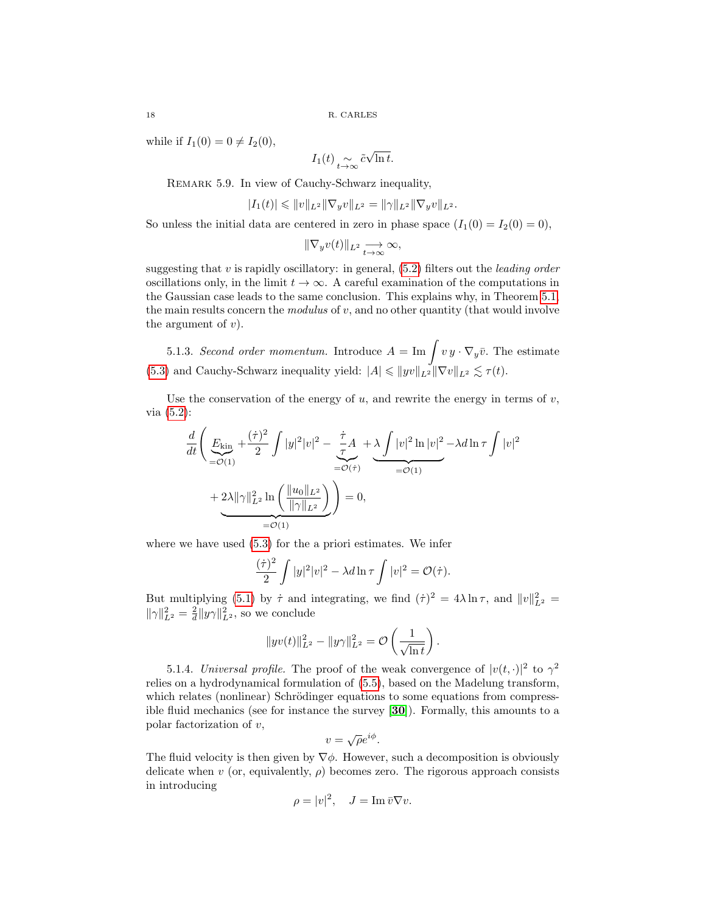while if $I_1(0) = 0 \neq I_2(0)$,

$$I_1(t) \underset{t\to\infty}{\sim} \tilde{c}\sqrt{\ln t}.$$

Remark 5.9. In view of Cauchy-Schwarz inequality,

$$|I_1(t)| \leqslant \|v\|_{L^2}\|\nabla_y v\|_{L^2} = \|\gamma\|_{L^2}\|\nabla_y v\|_{L^2}.$$

So unless the initial data are centered in zero in phase space ($I_1(0) = I_2(0) = 0$),

$$\|\nabla_y v(t)\|_{L^2} \underset{t\to\infty}{\longrightarrow} \infty,$$

suggesting that $v$ is rapidly oscillatory: in general, (5.2) filters out the *leading order* oscillations only, in the limit $t \to \infty$. A careful examination of the computations in the Gaussian case leads to the same conclusion. This explains why, in Theorem 5.1, the main results concern the *modulus* of $v$, and no other quantity (that would involve the argument of $v$).

5.1.3. *Second order momentum.* Introduce $A = \operatorname{Im} \displaystyle\int v\, y \cdot \nabla_y \bar{v}$. The estimate (5.3) and Cauchy-Schwarz inequality yield: $|A| \leqslant \|yv\|_{L^2}\|\nabla v\|_{L^2} \lesssim \tau(t)$.

Use the conservation of the energy of $u$, and rewrite the energy in terms of $v$, via (5.2):

$$\frac{d}{dt}\Bigg( \underbrace{E_{\rm kin}}_{=\mathcal{O}(1)} + \frac{(\dot\tau)^2}{2}\int |y|^2|v|^2 - \underbrace{\frac{\dot\tau}{\tau}A}_{=\mathcal{O}(\dot\tau)} + \underbrace{\lambda\int |v|^2\ln|v|^2}_{=\mathcal{O}(1)} - \lambda d\ln\tau\int |v|^2$$
$$+ \underbrace{2\lambda\|\gamma\|_{L^2}^2\ln\left(\frac{\|u_0\|_{L^2}}{\|\gamma\|_{L^2}}\right)}_{=\mathcal{O}(1)}\Bigg) = 0,$$

where we have used (5.3) for the a priori estimates. We infer

$$\frac{(\dot\tau)^2}{2}\int |y|^2|v|^2 - \lambda d\ln\tau\int|v|^2 = \mathcal{O}(\dot\tau).$$

But multiplying (5.1) by $\dot\tau$ and integrating, we find $(\dot\tau)^2 = 4\lambda\ln\tau$, and $\|v\|_{L^2}^2 = \|\gamma\|_{L^2}^2 = \frac{2}{d}\|y\gamma\|_{L^2}^2$, so we conclude

$$\|yv(t)\|_{L^2}^2 - \|y\gamma\|_{L^2}^2 = \mathcal{O}\left(\frac{1}{\sqrt{\ln t}}\right).$$

5.1.4. *Universal profile.* The proof of the weak convergence of $|v(t,\cdot)|^2$ to $\gamma^2$ relies on a hydrodynamical formulation of (5.5), based on the Madelung transform, which relates (nonlinear) Schrödinger equations to some equations from compressible fluid mechanics (see for instance the survey [**30**]). Formally, this amounts to a polar factorization of $v$,

$$v = \sqrt{\rho}e^{i\phi}.$$

The fluid velocity is then given by $\nabla\phi$. However, such a decomposition is obviously delicate when $v$ (or, equivalently, $\rho$) becomes zero. The rigorous approach consists in introducing

$$\rho = |v|^2, \quad J = \operatorname{Im}\bar{v}\nabla v.$$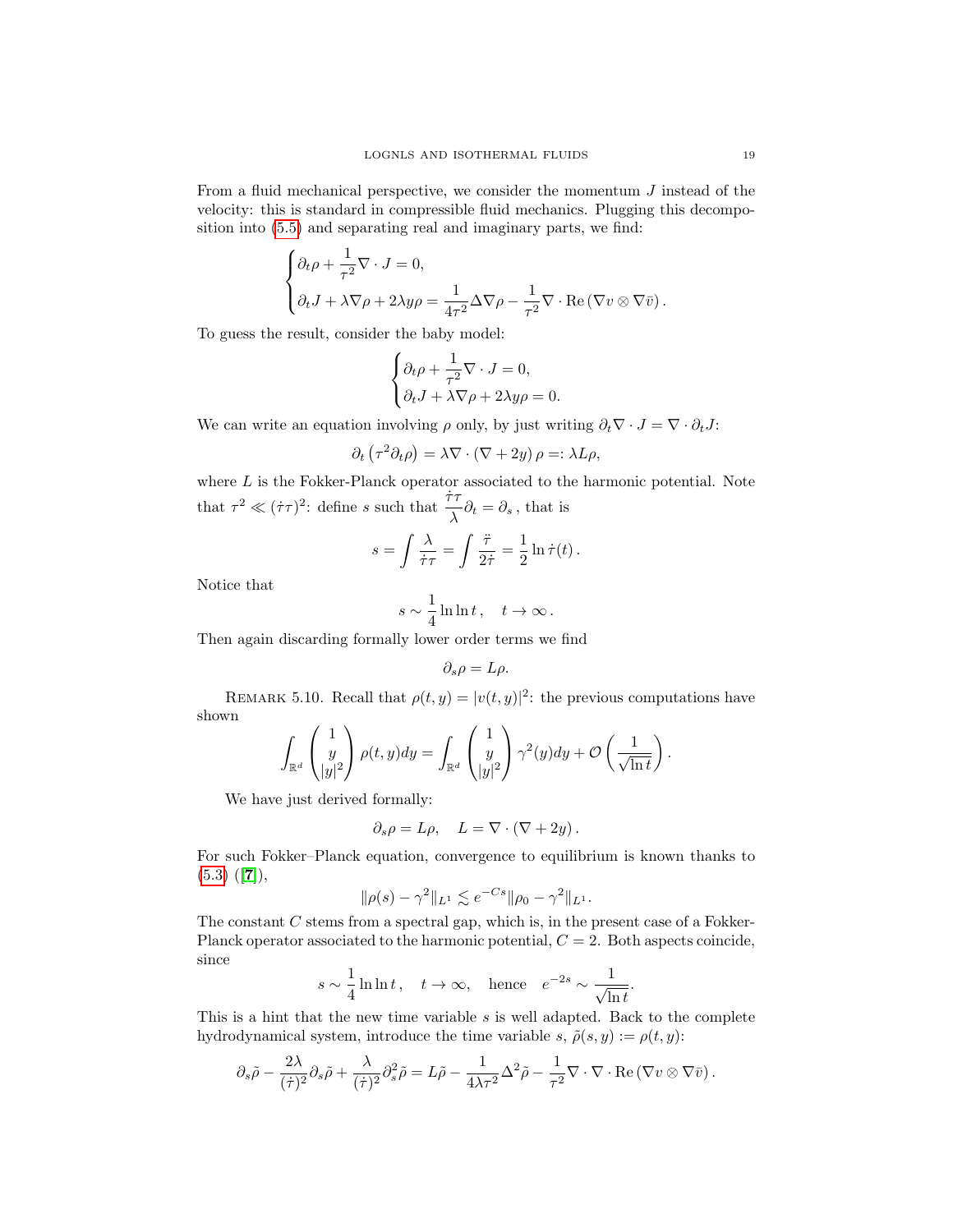From a fluid mechanical perspective, we consider the momentum $J$ instead of the velocity: this is standard in compressible fluid mechanics. Plugging this decomposition into (5.5) and separating real and imaginary parts, we find:

$$\begin{cases} \partial_t \rho + \dfrac{1}{\tau^2} \nabla \cdot J = 0, \\ \partial_t J + \lambda \nabla \rho + 2\lambda y \rho = \dfrac{1}{4\tau^2} \Delta \nabla \rho - \dfrac{1}{\tau^2} \nabla \cdot \mathrm{Re}\left( \nabla v \otimes \nabla \bar{v} \right). \end{cases}$$

To guess the result, consider the baby model:

$$\begin{cases} \partial_t \rho + \dfrac{1}{\tau^2} \nabla \cdot J = 0, \\ \partial_t J + \lambda \nabla \rho + 2\lambda y \rho = 0. \end{cases}$$

We can write an equation involving $\rho$ only, by just writing $\partial_t \nabla \cdot J = \nabla \cdot \partial_t J$:

$$\partial_t \left( \tau^2 \partial_t \rho \right) = \lambda \nabla \cdot \left( \nabla + 2y \right) \rho =: \lambda L \rho,$$

where $L$ is the Fokker-Planck operator associated to the harmonic potential. Note that $\tau^2 \ll (\dot{\tau}\tau)^2$: define $s$ such that $\dfrac{\dot{\tau}\tau}{\lambda} \partial_t = \partial_s$, that is

$$s = \int \frac{\lambda}{\dot{\tau}\tau} = \int \frac{\ddot{\tau}}{2\dot{\tau}} = \frac{1}{2} \ln \dot{\tau}(t).$$

Notice that

$$s \sim \frac{1}{4} \ln \ln t, \quad t \to \infty.$$

Then again discarding formally lower order terms we find

$$\partial_s \rho = L \rho.$$

Remark 5.10. Recall that $\rho(t,y) = |v(t,y)|^2$: the previous computations have shown

$$\int_{\mathbb{R}^d} \begin{pmatrix} 1 \\ y \\ |y|^2 \end{pmatrix} \rho(t,y) dy = \int_{\mathbb{R}^d} \begin{pmatrix} 1 \\ y \\ |y|^2 \end{pmatrix} \gamma^2(y) dy + \mathcal{O}\left( \frac{1}{\sqrt{\ln t}} \right).$$

We have just derived formally:

$$\partial_s \rho = L \rho, \quad L = \nabla \cdot (\nabla + 2y).$$

For such Fokker–Planck equation, convergence to equilibrium is known thanks to (5.3) ([7]),

$$\| \rho(s) - \gamma^2 \|_{L^1} \lesssim e^{-Cs} \| \rho_0 - \gamma^2 \|_{L^1}.$$

The constant $C$ stems from a spectral gap, which is, in the present case of a Fokker-Planck operator associated to the harmonic potential, $C = 2$. Both aspects coincide, since

$$s \sim \frac{1}{4} \ln \ln t, \quad t \to \infty, \quad \text{hence} \quad e^{-2s} \sim \frac{1}{\sqrt{\ln t}}.$$

This is a hint that the new time variable $s$ is well adapted. Back to the complete hydrodynamical system, introduce the time variable $s$, $\tilde{\rho}(s,y) := \rho(t,y)$:

$$\partial_s \tilde{\rho} - \frac{2\lambda}{(\dot{\tau})^2} \partial_s \tilde{\rho} + \frac{\lambda}{(\dot{\tau})^2} \partial_s^2 \tilde{\rho} = L \tilde{\rho} - \frac{1}{4\lambda \tau^2} \Delta^2 \tilde{\rho} - \frac{1}{\tau^2} \nabla \cdot \nabla \cdot \mathrm{Re}\left( \nabla v \otimes \nabla \bar{v} \right).$$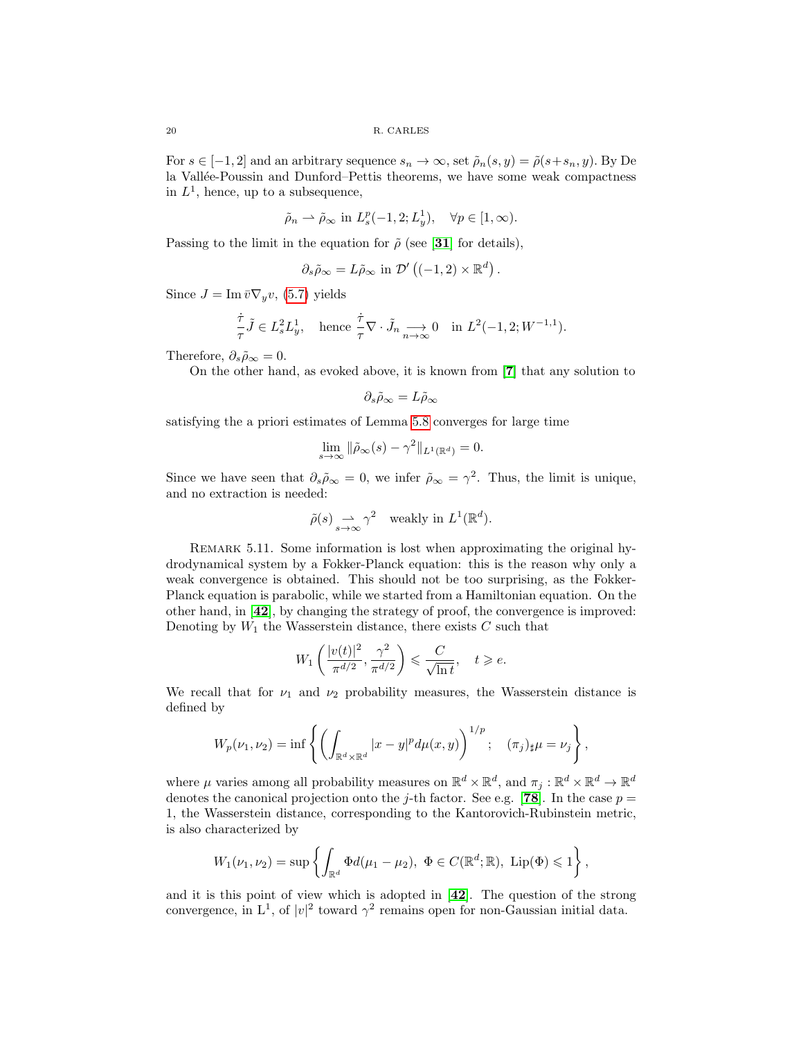For $s \in [-1, 2]$ and an arbitrary sequence $s_n \to \infty$, set $\tilde{\rho}_n(s, y) = \tilde{\rho}(s+s_n, y)$. By De la Vallée-Poussin and Dunford–Pettis theorems, we have some weak compactness in $L^1$, hence, up to a subsequence,

$$\tilde{\rho}_n \rightharpoonup \tilde{\rho}_\infty \text{ in } L^p_s(-1, 2; L^1_y), \quad \forall p \in [1, \infty).$$

Passing to the limit in the equation for $\tilde{\rho}$ (see [**31**] for details),

$$\partial_s \tilde{\rho}_\infty = L\tilde{\rho}_\infty \text{ in } \mathcal{D}'\left((-1, 2) \times \mathbb{R}^d\right).$$

Since $J = \operatorname{Im} \bar{v}\nabla_y v$, (5.7) yields

$$\frac{\dot{\tau}}{\tau}\tilde{J} \in L^2_s L^1_y, \quad \text{hence } \frac{\dot{\tau}}{\tau}\nabla \cdot \tilde{J}_n \underset{n\to\infty}{\longrightarrow} 0 \quad \text{in } L^2(-1, 2; W^{-1,1}).$$

Therefore, $\partial_s \tilde{\rho}_\infty = 0$.

On the other hand, as evoked above, it is known from [**7**] that any solution to

$$\partial_s \tilde{\rho}_\infty = L\tilde{\rho}_\infty$$

satisfying the a priori estimates of Lemma 5.8 converges for large time

$$\lim_{s\to\infty} \|\tilde{\rho}_\infty(s) - \gamma^2\|_{L^1(\mathbb{R}^d)} = 0.$$

Since we have seen that $\partial_s \tilde{\rho}_\infty = 0$, we infer $\tilde{\rho}_\infty = \gamma^2$. Thus, the limit is unique, and no extraction is needed:

$$\tilde{\rho}(s) \underset{s\to\infty}{\rightharpoonup} \gamma^2 \quad \text{weakly in } L^1(\mathbb{R}^d).$$

Remark 5.11. Some information is lost when approximating the original hydrodynamical system by a Fokker-Planck equation: this is the reason why only a weak convergence is obtained. This should not be too surprising, as the Fokker-Planck equation is parabolic, while we started from a Hamiltonian equation. On the other hand, in [**42**], by changing the strategy of proof, the convergence is improved: Denoting by $W_1$ the Wasserstein distance, there exists $C$ such that

$$W_1\left(\frac{|v(t)|^2}{\pi^{d/2}}, \frac{\gamma^2}{\pi^{d/2}}\right) \leqslant \frac{C}{\sqrt{\ln t}}, \quad t \geqslant e.$$

We recall that for $\nu_1$ and $\nu_2$ probability measures, the Wasserstein distance is defined by

$$W_p(\nu_1, \nu_2) = \inf\left\{\left(\int_{\mathbb{R}^d\times\mathbb{R}^d} |x-y|^p d\mu(x,y)\right)^{1/p}; \quad (\pi_j)_\sharp \mu = \nu_j\right\},$$

where $\mu$ varies among all probability measures on $\mathbb{R}^d \times \mathbb{R}^d$, and $\pi_j : \mathbb{R}^d \times \mathbb{R}^d \to \mathbb{R}^d$ denotes the canonical projection onto the $j$-th factor. See e.g. [**78**]. In the case $p = 1$, the Wasserstein distance, corresponding to the Kantorovich-Rubinstein metric, is also characterized by

$$W_1(\nu_1, \nu_2) = \sup\left\{\int_{\mathbb{R}^d} \Phi d(\mu_1 - \mu_2),\ \Phi \in C(\mathbb{R}^d; \mathbb{R}),\ \operatorname{Lip}(\Phi) \leqslant 1\right\},$$

and it is this point of view which is adopted in [**42**]. The question of the strong convergence, in $\mathrm{L}^1$, of $|v|^2$ toward $\gamma^2$ remains open for non-Gaussian initial data.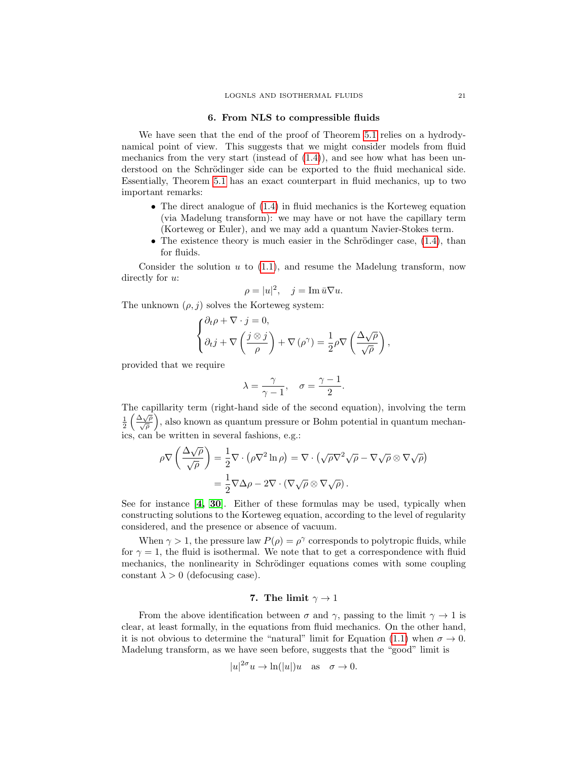## 6. From NLS to compressible fluids

We have seen that the end of the proof of Theorem 5.1 relies on a hydrodynamical point of view. This suggests that we might consider models from fluid mechanics from the very start (instead of (1.4)), and see how what has been understood on the Schrödinger side can be exported to the fluid mechanical side. Essentially, Theorem 5.1 has an exact counterpart in fluid mechanics, up to two important remarks:

- The direct analogue of (1.4) in fluid mechanics is the Korteweg equation (via Madelung transform): we may have or not have the capillary term (Korteweg or Euler), and we may add a quantum Navier-Stokes term.
- The existence theory is much easier in the Schrödinger case, (1.4), than for fluids.

Consider the solution $u$ to (1.1), and resume the Madelung transform, now directly for $u$:

$$\rho = |u|^2, \quad j = \operatorname{Im} \bar{u}\nabla u.$$

The unknown $(\rho, j)$ solves the Korteweg system:

$$\begin{cases} \partial_t \rho + \nabla \cdot j = 0, \\ \partial_t j + \nabla \left( \dfrac{j \otimes j}{\rho} \right) + \nabla \left( \rho^\gamma \right) = \dfrac{1}{2} \rho \nabla \left( \dfrac{\Delta \sqrt{\rho}}{\sqrt{\rho}} \right), \end{cases}$$

provided that we require

$$\lambda = \frac{\gamma}{\gamma - 1}, \quad \sigma = \frac{\gamma - 1}{2}.$$

The capillarity term (right-hand side of the second equation), involving the term $\frac{1}{2}\left(\frac{\Delta\sqrt{\rho}}{\sqrt{\rho}}\right)$, also known as quantum pressure or Bohm potential in quantum mechanics, can be written in several fashions, e.g.:

$$\begin{aligned} \rho \nabla \left( \frac{\Delta \sqrt{\rho}}{\sqrt{\rho}} \right) &= \frac{1}{2} \nabla \cdot \left( \rho \nabla^2 \ln \rho \right) = \nabla \cdot \left( \sqrt{\rho} \nabla^2 \sqrt{\rho} - \nabla \sqrt{\rho} \otimes \nabla \sqrt{\rho} \right) \\ &= \frac{1}{2} \nabla \Delta \rho - 2 \nabla \cdot \left( \nabla \sqrt{\rho} \otimes \nabla \sqrt{\rho} \right). \end{aligned}$$

See for instance [**4**, **30**]. Either of these formulas may be used, typically when constructing solutions to the Korteweg equation, according to the level of regularity considered, and the presence or absence of vacuum.

When $\gamma > 1$, the pressure law $P(\rho) = \rho^\gamma$ corresponds to polytropic fluids, while for $\gamma = 1$, the fluid is isothermal. We note that to get a correspondence with fluid mechanics, the nonlinearity in Schrödinger equations comes with some coupling constant $\lambda > 0$ (defocusing case).

## 7. The limit $\gamma \to 1$

From the above identification between $\sigma$ and $\gamma$, passing to the limit $\gamma \to 1$ is clear, at least formally, in the equations from fluid mechanics. On the other hand, it is not obvious to determine the "natural" limit for Equation (1.1) when $\sigma \to 0$. Madelung transform, as we have seen before, suggests that the "good" limit is

$$|u|^{2\sigma} u \to \ln(|u|) u \quad \text{as} \quad \sigma \to 0.$$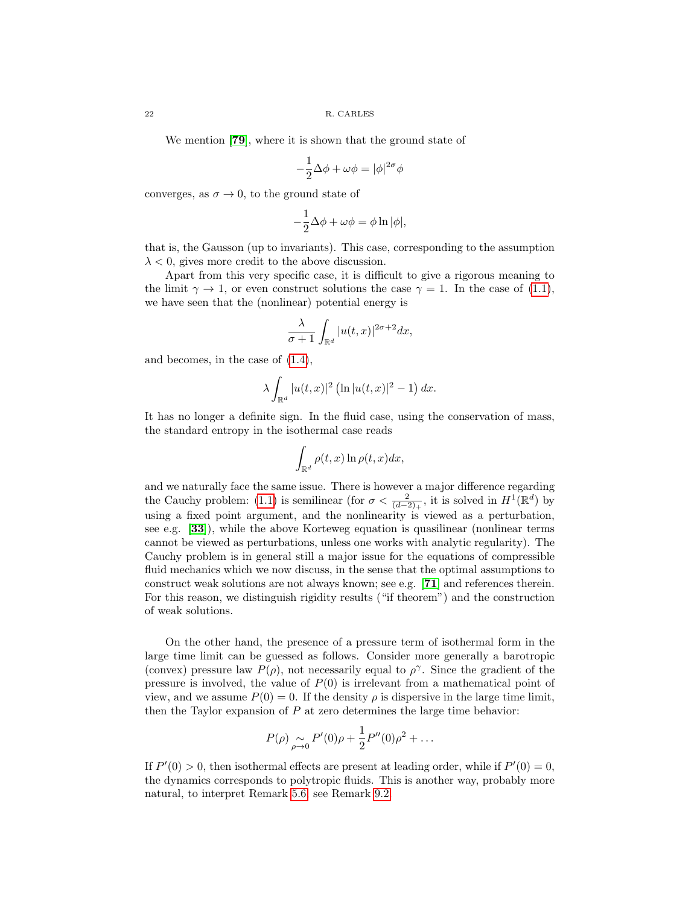We mention [**79**], where it is shown that the ground state of

$$-\frac{1}{2}\Delta\phi + \omega\phi = |\phi|^{2\sigma}\phi$$

converges, as $\sigma \to 0$, to the ground state of

$$-\frac{1}{2}\Delta\phi + \omega\phi = \phi \ln |\phi|,$$

that is, the Gausson (up to invariants). This case, corresponding to the assumption $\lambda < 0$, gives more credit to the above discussion.

Apart from this very specific case, it is difficult to give a rigorous meaning to the limit $\gamma \to 1$, or even construct solutions the case $\gamma = 1$. In the case of (1.1), we have seen that the (nonlinear) potential energy is

$$\frac{\lambda}{\sigma+1}\int_{\mathbb{R}^d} |u(t,x)|^{2\sigma+2}dx,$$

and becomes, in the case of (1.4),

$$\lambda \int_{\mathbb{R}^d} |u(t,x)|^2 \left(\ln |u(t,x)|^2 - 1\right) dx.$$

It has no longer a definite sign. In the fluid case, using the conservation of mass, the standard entropy in the isothermal case reads

$$\int_{\mathbb{R}^d} \rho(t,x) \ln \rho(t,x) dx,$$

and we naturally face the same issue. There is however a major difference regarding the Cauchy problem: (1.1) is semilinear (for $\sigma < \frac{2}{(d-2)_+}$, it is solved in $H^1(\mathbb{R}^d)$ by using a fixed point argument, and the nonlinearity is viewed as a perturbation, see e.g. [**33**]), while the above Korteweg equation is quasilinear (nonlinear terms cannot be viewed as perturbations, unless one works with analytic regularity). The Cauchy problem is in general still a major issue for the equations of compressible fluid mechanics which we now discuss, in the sense that the optimal assumptions to construct weak solutions are not always known; see e.g. [**71**] and references therein. For this reason, we distinguish rigidity results ("if theorem") and the construction of weak solutions.

On the other hand, the presence of a pressure term of isothermal form in the large time limit can be guessed as follows. Consider more generally a barotropic (convex) pressure law $P(\rho)$, not necessarily equal to $\rho^\gamma$. Since the gradient of the pressure is involved, the value of $P(0)$ is irrelevant from a mathematical point of view, and we assume $P(0) = 0$. If the density $\rho$ is dispersive in the large time limit, then the Taylor expansion of $P$ at zero determines the large time behavior:

$$P(\rho) \underset{\rho \to 0}{\sim} P'(0)\rho + \frac{1}{2}P''(0)\rho^2 + \dots$$

If $P'(0) > 0$, then isothermal effects are present at leading order, while if $P'(0) = 0$, the dynamics corresponds to polytropic fluids. This is another way, probably more natural, to interpret Remark 5.6, see Remark 9.2.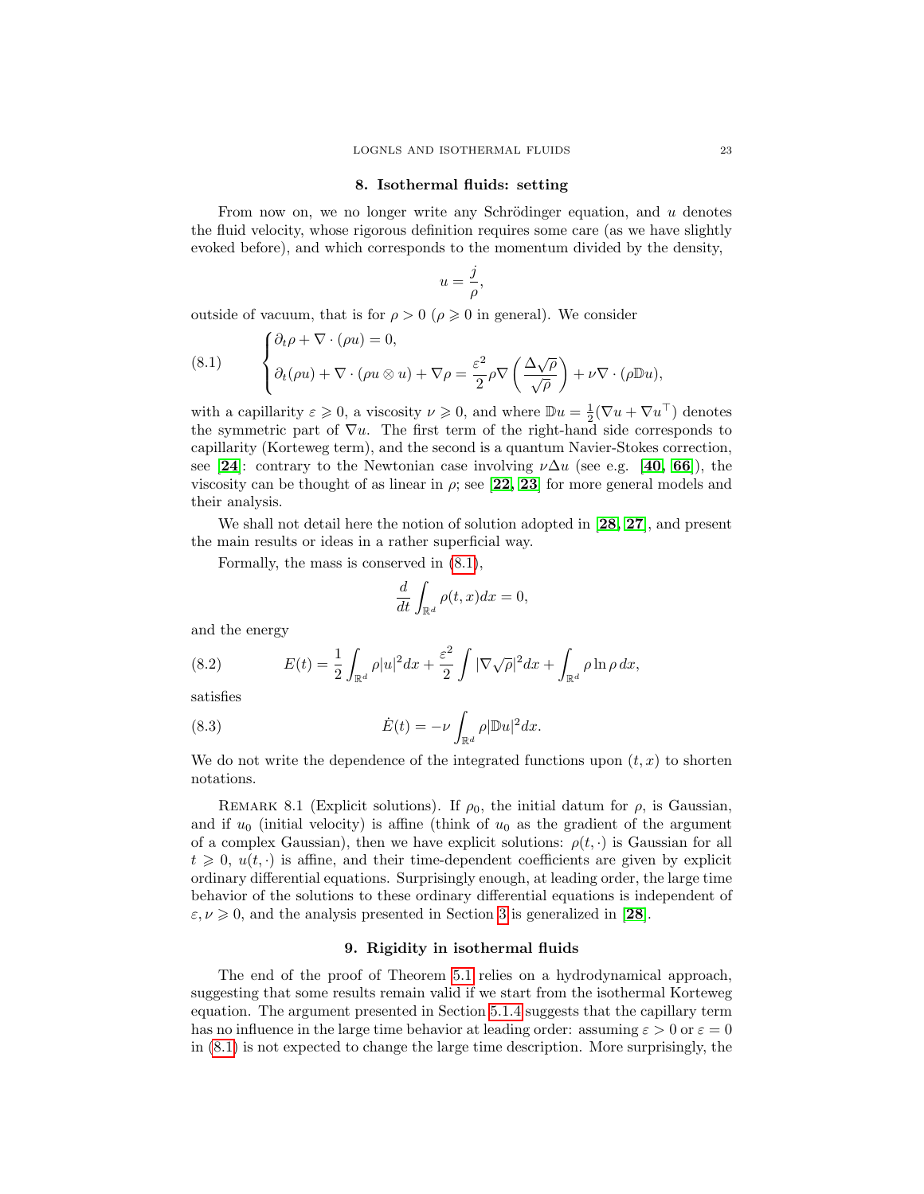## 8. Isothermal fluids: setting

From now on, we no longer write any Schrödinger equation, and $u$ denotes the fluid velocity, whose rigorous definition requires some care (as we have slightly evoked before), and which corresponds to the momentum divided by the density,

$$u = \frac{j}{\rho},$$

outside of vacuum, that is for $\rho > 0$ ($\rho \geqslant 0$ in general). We consider

$$\begin{cases} \partial_t \rho + \nabla \cdot (\rho u) = 0, \\ \partial_t (\rho u) + \nabla \cdot (\rho u \otimes u) + \nabla \rho = \dfrac{\varepsilon^2}{2} \rho \nabla \left( \dfrac{\Delta \sqrt{\rho}}{\sqrt{\rho}} \right) + \nu \nabla \cdot (\rho \mathbb{D} u), \end{cases} \tag{8.1}$$

with a capillarity $\varepsilon \geqslant 0$, a viscosity $\nu \geqslant 0$, and where $\mathbb{D}u = \frac{1}{2}(\nabla u + \nabla u^\top)$ denotes the symmetric part of $\nabla u$. The first term of the right-hand side corresponds to capillarity (Korteweg term), and the second is a quantum Navier-Stokes correction, see [**24**]: contrary to the Newtonian case involving $\nu \Delta u$ (see e.g. [**40**, **66**]), the viscosity can be thought of as linear in $\rho$; see [**22**, **23**] for more general models and their analysis.

We shall not detail here the notion of solution adopted in [**28**, **27**], and present the main results or ideas in a rather superficial way.

Formally, the mass is conserved in (8.1),

$$\frac{d}{dt} \int_{\mathbb{R}^d} \rho(t,x) dx = 0,$$

and the energy

$$E(t) = \frac{1}{2} \int_{\mathbb{R}^d} \rho |u|^2 dx + \frac{\varepsilon^2}{2} \int |\nabla \sqrt{\rho}|^2 dx + \int_{\mathbb{R}^d} \rho \ln \rho \, dx, \tag{8.2}$$

satisfies

$$\dot{E}(t) = -\nu \int_{\mathbb{R}^d} \rho |\mathbb{D} u|^2 dx. \tag{8.3}$$

We do not write the dependence of the integrated functions upon $(t,x)$ to shorten notations.

Remark 8.1 (Explicit solutions). If $\rho_0$, the initial datum for $\rho$, is Gaussian, and if $u_0$ (initial velocity) is affine (think of $u_0$ as the gradient of the argument of a complex Gaussian), then we have explicit solutions: $\rho(t,\cdot)$ is Gaussian for all $t \geqslant 0$, $u(t,\cdot)$ is affine, and their time-dependent coefficients are given by explicit ordinary differential equations. Surprisingly enough, at leading order, the large time behavior of the solutions to these ordinary differential equations is independent of $\varepsilon, \nu \geqslant 0$, and the analysis presented in Section 3 is generalized in [**28**].

## 9. Rigidity in isothermal fluids

The end of the proof of Theorem 5.1 relies on a hydrodynamical approach, suggesting that some results remain valid if we start from the isothermal Korteweg equation. The argument presented in Section 5.1.4 suggests that the capillary term has no influence in the large time behavior at leading order: assuming $\varepsilon > 0$ or $\varepsilon = 0$ in (8.1) is not expected to change the large time description. More surprisingly, the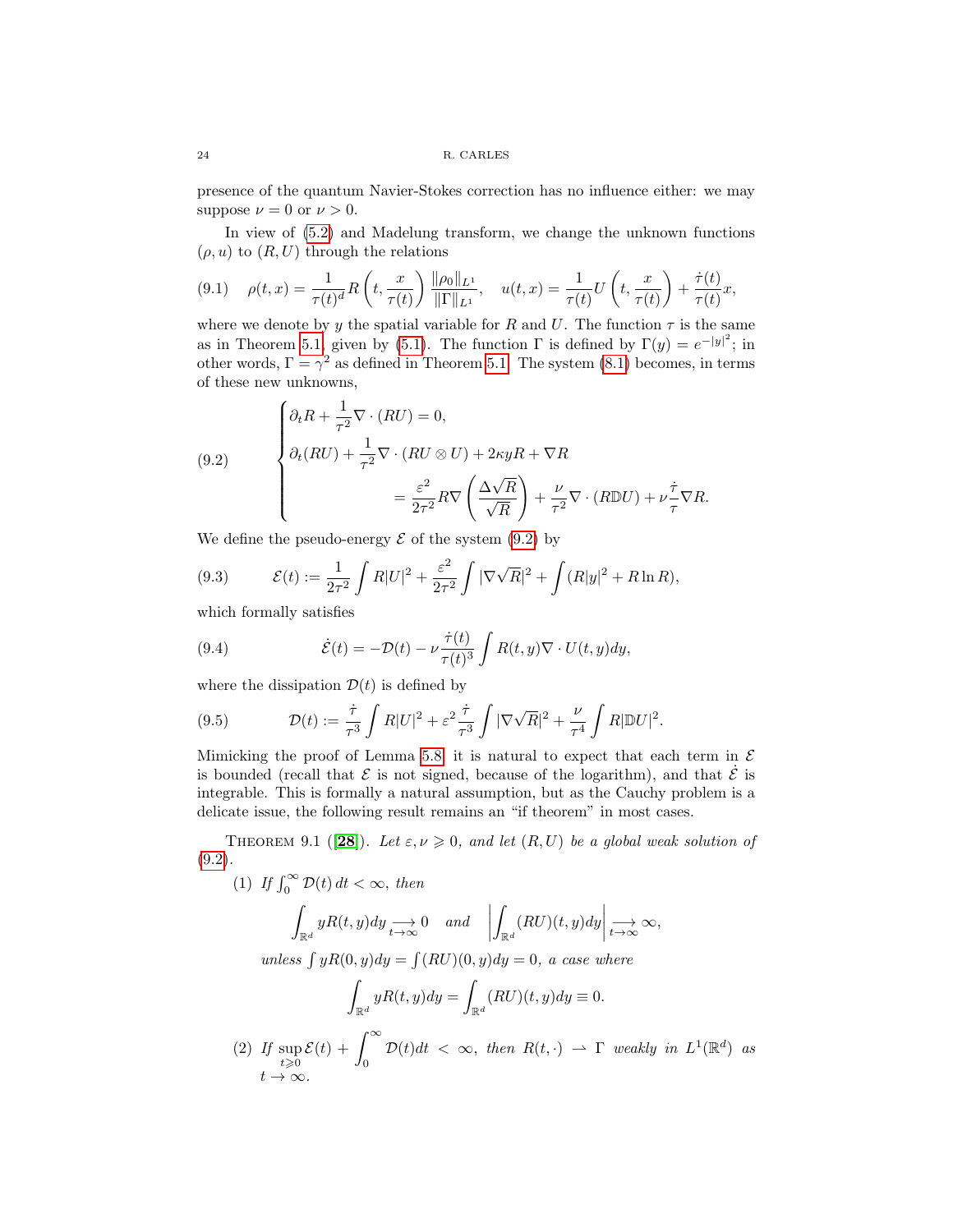presence of the quantum Navier-Stokes correction has no influence either: we may suppose $\nu = 0$ or $\nu > 0$.

In view of (5.2) and Madelung transform, we change the unknown functions $(\rho, u)$ to $(R, U)$ through the relations

$$\rho(t,x) = \frac{1}{\tau(t)^d} R\left(t, \frac{x}{\tau(t)}\right) \frac{\|\rho_0\|_{L^1}}{\|\Gamma\|_{L^1}}, \quad u(t,x) = \frac{1}{\tau(t)} U\left(t, \frac{x}{\tau(t)}\right) + \frac{\dot{\tau}(t)}{\tau(t)} x, \tag{9.1}$$

where we denote by $y$ the spatial variable for $R$ and $U$. The function $\tau$ is the same as in Theorem 5.1, given by (5.1). The function $\Gamma$ is defined by $\Gamma(y) = e^{-|y|^2}$; in other words, $\Gamma = \gamma^2$ as defined in Theorem 5.1. The system (8.1) becomes, in terms of these new unknowns,

$$\begin{cases} \partial_t R + \dfrac{1}{\tau^2} \nabla \cdot (RU) = 0, \\ \partial_t (RU) + \dfrac{1}{\tau^2} \nabla \cdot (RU \otimes U) + 2\kappa y R + \nabla R \\ \qquad\qquad = \dfrac{\varepsilon^2}{2\tau^2} R \nabla \left( \dfrac{\Delta \sqrt{R}}{\sqrt{R}} \right) + \dfrac{\nu}{\tau^2} \nabla \cdot (R \mathbb{D} U) + \nu \dfrac{\dot{\tau}}{\tau} \nabla R. \end{cases} \tag{9.2}$$

We define the pseudo-energy $\mathcal{E}$ of the system (9.2) by

$$\mathcal{E}(t) := \frac{1}{2\tau^2} \int R|U|^2 + \frac{\varepsilon^2}{2\tau^2} \int |\nabla \sqrt{R}|^2 + \int (R|y|^2 + R \ln R), \tag{9.3}$$

which formally satisfies

$$\dot{\mathcal{E}}(t) = -\mathcal{D}(t) - \nu \frac{\dot{\tau}(t)}{\tau(t)^3} \int R(t,y) \nabla \cdot U(t,y) dy, \tag{9.4}$$

where the dissipation $\mathcal{D}(t)$ is defined by

$$\mathcal{D}(t) := \frac{\dot{\tau}}{\tau^3} \int R|U|^2 + \varepsilon^2 \frac{\dot{\tau}}{\tau^3} \int |\nabla \sqrt{R}|^2 + \frac{\nu}{\tau^4} \int R |\mathbb{D} U|^2. \tag{9.5}$$

Mimicking the proof of Lemma 5.8, it is natural to expect that each term in $\mathcal{E}$ is bounded (recall that $\mathcal{E}$ is not signed, because of the logarithm), and that $\dot{\mathcal{E}}$ is integrable. This is formally a natural assumption, but as the Cauchy problem is a delicate issue, the following result remains an "if theorem" in most cases.

Theorem 9.1 ([**28**]). *Let $\varepsilon, \nu \geqslant 0$, and let $(R, U)$ be a global weak solution of (9.2).*

(1) *If $\int_0^\infty \mathcal{D}(t)\, dt < \infty$, then*

$$\int_{\mathbb{R}^d} yR(t,y) dy \underset{t\to\infty}{\longrightarrow} 0 \quad \text{and} \quad \left| \int_{\mathbb{R}^d} (RU)(t,y) dy \right| \underset{t\to\infty}{\longrightarrow} \infty,$$

*unless $\int yR(0,y)dy = \int (RU)(0,y)dy = 0$, a case where*

$$\int_{\mathbb{R}^d} yR(t,y) dy = \int_{\mathbb{R}^d} (RU)(t,y) dy \equiv 0.$$

(2) *If $\sup_{t\geqslant 0} \mathcal{E}(t) + \displaystyle\int_0^\infty \mathcal{D}(t) dt < \infty$, then $R(t,\cdot) \rightharpoonup \Gamma$ weakly in $L^1(\mathbb{R}^d)$ as $t \to \infty$.*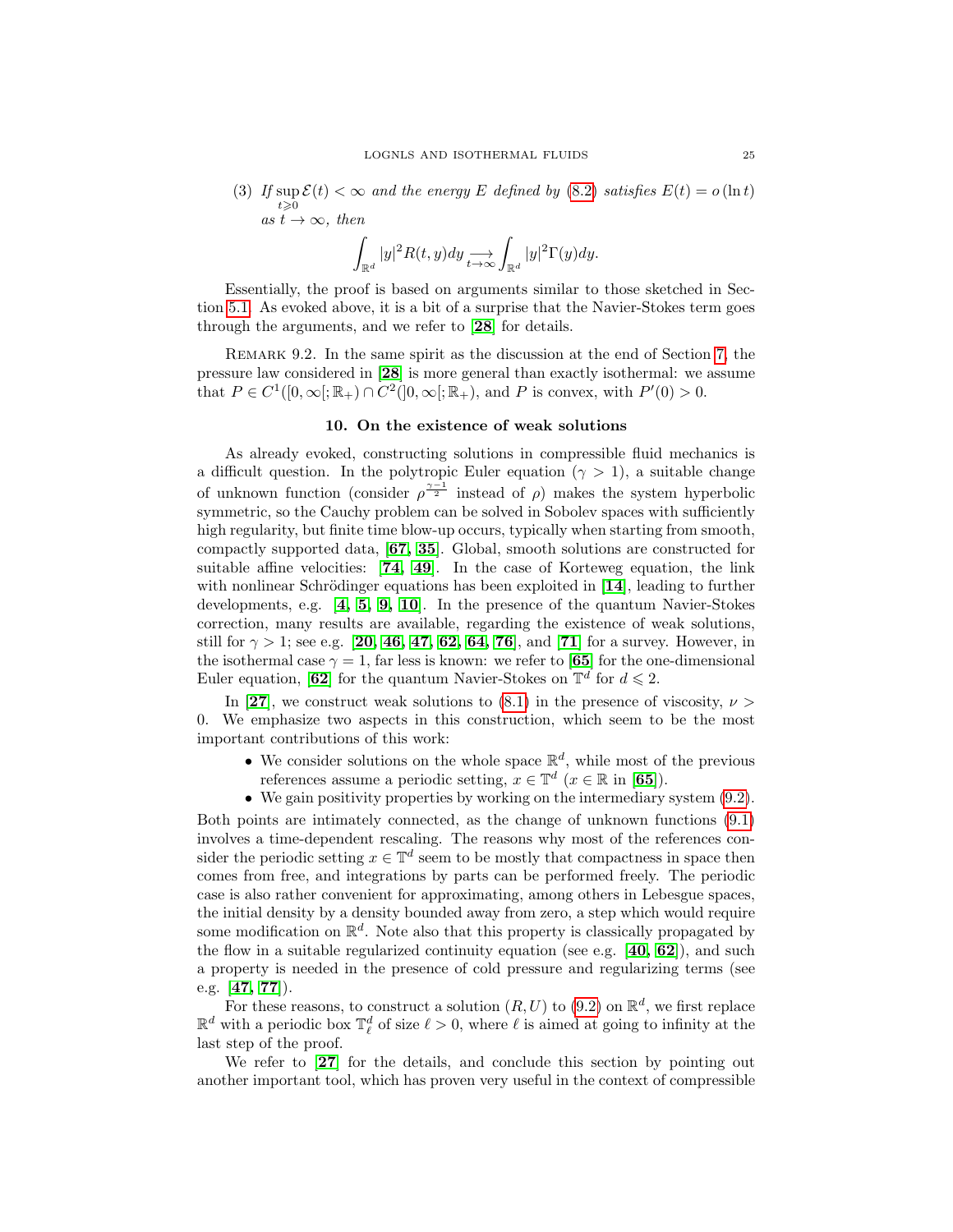(3) *If* $\sup_{t\geqslant 0}\mathcal{E}(t)<\infty$ *and the energy* $E$ *defined by* (8.2) *satisfies* $E(t)=o(\ln t)$ *as* $t\to\infty$*, then*

$$\int_{\mathbb{R}^d}|y|^2R(t,y)dy\underset{t\to\infty}{\longrightarrow}\int_{\mathbb{R}^d}|y|^2\Gamma(y)dy.$$

Essentially, the proof is based on arguments similar to those sketched in Section 5.1. As evoked above, it is a bit of a surprise that the Navier-Stokes term goes through the arguments, and we refer to [**28**] for details.

Remark 9.2. In the same spirit as the discussion at the end of Section 7, the pressure law considered in [**28**] is more general than exactly isothermal: we assume that $P\in C^1([0,\infty[;\mathbb{R}_+)\cap C^2(]0,\infty[;\mathbb{R}_+)$, and $P$ is convex, with $P'(0)>0$.

## 10. On the existence of weak solutions

As already evoked, constructing solutions in compressible fluid mechanics is a difficult question. In the polytropic Euler equation ($\gamma>1$), a suitable change of unknown function (consider $\rho^{\frac{\gamma-1}{2}}$ instead of $\rho$) makes the system hyperbolic symmetric, so the Cauchy problem can be solved in Sobolev spaces with sufficiently high regularity, but finite time blow-up occurs, typically when starting from smooth, compactly supported data, [**67**, **35**]. Global, smooth solutions are constructed for suitable affine velocities: [**74**, **49**]. In the case of Korteweg equation, the link with nonlinear Schrödinger equations has been exploited in [**14**], leading to further developments, e.g. [**4**, **5**, **9**, **10**]. In the presence of the quantum Navier-Stokes correction, many results are available, regarding the existence of weak solutions, still for $\gamma>1$; see e.g. [**20**, **46**, **47**, **62**, **64**, **76**], and [**71**] for a survey. However, in the isothermal case $\gamma=1$, far less is known: we refer to [**65**] for the one-dimensional Euler equation, [**62**] for the quantum Navier-Stokes on $\mathbb{T}^d$ for $d\leqslant 2$.

In [**27**], we construct weak solutions to (8.1) in the presence of viscosity, $\nu>0$. We emphasize two aspects in this construction, which seem to be the most important contributions of this work:

- We consider solutions on the whole space $\mathbb{R}^d$, while most of the previous references assume a periodic setting, $x\in\mathbb{T}^d$ ($x\in\mathbb{R}$ in [**65**]).
- We gain positivity properties by working on the intermediary system (9.2).

Both points are intimately connected, as the change of unknown functions (9.1) involves a time-dependent rescaling. The reasons why most of the references consider the periodic setting $x\in\mathbb{T}^d$ seem to be mostly that compactness in space then comes from free, and integrations by parts can be performed freely. The periodic case is also rather convenient for approximating, among others in Lebesgue spaces, the initial density by a density bounded away from zero, a step which would require some modification on $\mathbb{R}^d$. Note also that this property is classically propagated by the flow in a suitable regularized continuity equation (see e.g. [**40**, **62**]), and such a property is needed in the presence of cold pressure and regularizing terms (see e.g. [**47**, **77**]).

For these reasons, to construct a solution $(R,U)$ to (9.2) on $\mathbb{R}^d$, we first replace $\mathbb{R}^d$ with a periodic box $\mathbb{T}^d_\ell$ of size $\ell>0$, where $\ell$ is aimed at going to infinity at the last step of the proof.

We refer to [**27**] for the details, and conclude this section by pointing out another important tool, which has proven very useful in the context of compressible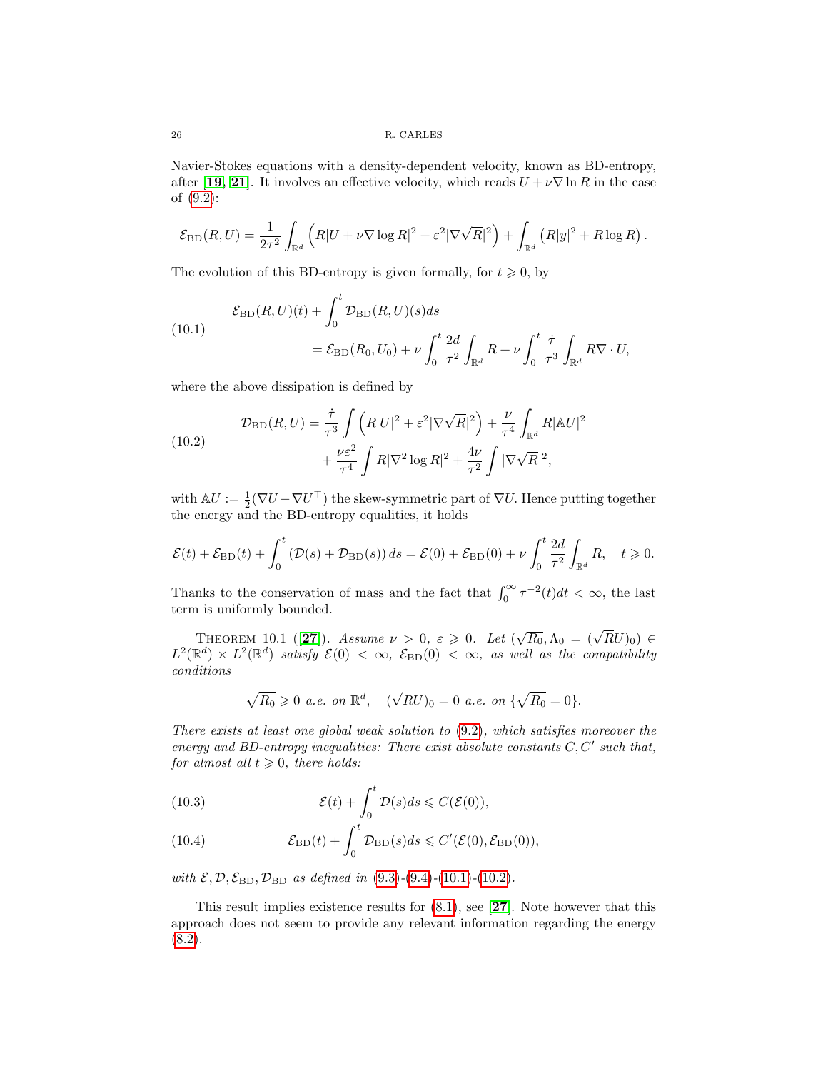Navier-Stokes equations with a density-dependent velocity, known as BD-entropy, after [19, 21]. It involves an effective velocity, which reads $U + \nu\nabla \ln R$ in the case of (9.2):

$$\mathcal{E}_{\mathrm{BD}}(R,U) = \frac{1}{2\tau^2}\int_{\mathbb{R}^d}\left(R|U+\nu\nabla\log R|^2 + \varepsilon^2|\nabla\sqrt{R}|^2\right) + \int_{\mathbb{R}^d}\left(R|y|^2 + R\log R\right).$$

The evolution of this BD-entropy is given formally, for $t \geqslant 0$, by

$$\begin{aligned}\mathcal{E}_{\mathrm{BD}}(R,U)(t) &+ \int_0^t \mathcal{D}_{\mathrm{BD}}(R,U)(s)ds \\ &= \mathcal{E}_{\mathrm{BD}}(R_0,U_0) + \nu\int_0^t \frac{2d}{\tau^2}\int_{\mathbb{R}^d} R + \nu\int_0^t \frac{\dot\tau}{\tau^3}\int_{\mathbb{R}^d} R\nabla\cdot U,\end{aligned}\tag{10.1}$$

where the above dissipation is defined by

$$\begin{aligned}\mathcal{D}_{\mathrm{BD}}(R,U) = \frac{\dot\tau}{\tau^3}\int\left(R|U|^2 + \varepsilon^2|\nabla\sqrt{R}|^2\right) &+ \frac{\nu}{\tau^4}\int_{\mathbb{R}^d} R|\mathbb{A}U|^2 \\ &+ \frac{\nu\varepsilon^2}{\tau^4}\int R|\nabla^2\log R|^2 + \frac{4\nu}{\tau^2}\int |\nabla\sqrt{R}|^2,\end{aligned}\tag{10.2}$$

with $\mathbb{A}U := \frac{1}{2}(\nabla U - \nabla U^\top)$ the skew-symmetric part of $\nabla U$. Hence putting together the energy and the BD-entropy equalities, it holds

$$\mathcal{E}(t) + \mathcal{E}_{\mathrm{BD}}(t) + \int_0^t\left(\mathcal{D}(s) + \mathcal{D}_{\mathrm{BD}}(s)\right)ds = \mathcal{E}(0) + \mathcal{E}_{\mathrm{BD}}(0) + \nu\int_0^t\frac{2d}{\tau^2}\int_{\mathbb{R}^d} R,\quad t\geqslant 0.$$

Thanks to the conservation of mass and the fact that $\int_0^\infty \tau^{-2}(t)dt < \infty$, the last term is uniformly bounded.

Theorem 10.1 ([27]). *Assume $\nu > 0$, $\varepsilon \geqslant 0$. Let $(\sqrt{R_0}, \Lambda_0 = (\sqrt{R}U)_0) \in L^2(\mathbb{R}^d)\times L^2(\mathbb{R}^d)$ satisfy $\mathcal{E}(0) < \infty$, $\mathcal{E}_{\mathrm{BD}}(0) < \infty$, as well as the compatibility conditions*

$$\sqrt{R_0} \geqslant 0 \text{ a.e. on } \mathbb{R}^d,\quad (\sqrt{R}U)_0 = 0 \text{ a.e. on } \{\sqrt{R_0} = 0\}.$$

*There exists at least one global weak solution to (9.2), which satisfies moreover the energy and BD-entropy inequalities: There exist absolute constants $C, C'$ such that, for almost all $t \geqslant 0$, there holds:*

$$\mathcal{E}(t) + \int_0^t \mathcal{D}(s)ds \leqslant C(\mathcal{E}(0)),\tag{10.3}$$

$$\mathcal{E}_{\mathrm{BD}}(t) + \int_0^t \mathcal{D}_{\mathrm{BD}}(s)ds \leqslant C'(\mathcal{E}(0), \mathcal{E}_{\mathrm{BD}}(0)),\tag{10.4}$$

*with $\mathcal{E}, \mathcal{D}, \mathcal{E}_{\mathrm{BD}}, \mathcal{D}_{\mathrm{BD}}$ as defined in (9.3)-(9.4)-(10.1)-(10.2).*

This result implies existence results for (8.1), see [27]. Note however that this approach does not seem to provide any relevant information regarding the energy (8.2).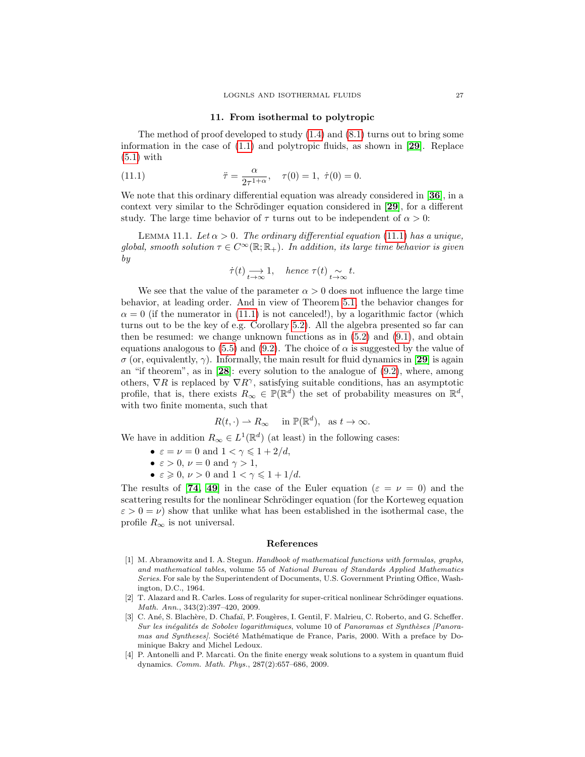## 11. From isothermal to polytropic

The method of proof developed to study (1.4) and (8.1) turns out to bring some information in the case of (1.1) and polytropic fluids, as shown in [**29**]. Replace (5.1) with

$$\ddot{\tau} = \frac{\alpha}{2\tau^{1+\alpha}}, \quad \tau(0) = 1, \ \dot{\tau}(0) = 0. \tag{11.1}$$

We note that this ordinary differential equation was already considered in [**36**], in a context very similar to the Schrödinger equation considered in [**29**], for a different study. The large time behavior of $\tau$ turns out to be independent of $\alpha > 0$:

Lemma 11.1. *Let $\alpha > 0$. The ordinary differential equation (11.1) has a unique, global, smooth solution $\tau \in C^\infty(\mathbb{R}; \mathbb{R}_+)$. In addition, its large time behavior is given by*

$$\dot{\tau}(t) \underset{t\to\infty}{\longrightarrow} 1, \quad \text{hence } \tau(t) \underset{t\to\infty}{\sim} t.$$

We see that the value of the parameter $\alpha > 0$ does not influence the large time behavior, at leading order. And in view of Theorem 5.1, the behavior changes for $\alpha = 0$ (if the numerator in (11.1) is not canceled!), by a logarithmic factor (which turns out to be the key of e.g. Corollary 5.2). All the algebra presented so far can then be resumed: we change unknown functions as in (5.2) and (9.1), and obtain equations analogous to (5.5) and (9.2). The choice of $\alpha$ is suggested by the value of $\sigma$ (or, equivalently, $\gamma$). Informally, the main result for fluid dynamics in [**29**] is again an "if theorem", as in [**28**]: every solution to the analogue of (9.2), where, among others, $\nabla R$ is replaced by $\nabla R^\gamma$, satisfying suitable conditions, has an asymptotic profile, that is, there exists $R_\infty \in \mathbb{P}(\mathbb{R}^d)$ the set of probability measures on $\mathbb{R}^d$, with two finite momenta, such that

$$R(t, \cdot) \rightharpoonup R_\infty \quad \text{in } \mathbb{P}(\mathbb{R}^d), \quad \text{as } t \to \infty.$$

We have in addition $R_\infty \in L^1(\mathbb{R}^d)$ (at least) in the following cases:

- $\varepsilon = \nu = 0$ and $1 < \gamma \leqslant 1 + 2/d$,
- $\varepsilon > 0$, $\nu = 0$ and $\gamma > 1$,
- $\varepsilon \geqslant 0$, $\nu > 0$ and $1 < \gamma \leqslant 1 + 1/d$.

The results of [**74**, **49**] in the case of the Euler equation ($\varepsilon = \nu = 0$) and the scattering results for the nonlinear Schrödinger equation (for the Korteweg equation $\varepsilon > 0 = \nu$) show that unlike what has been established in the isothermal case, the profile $R_\infty$ is not universal.

## References

[1] M. Abramowitz and I. A. Stegun. *Handbook of mathematical functions with formulas, graphs, and mathematical tables*, volume 55 of *National Bureau of Standards Applied Mathematics Series*. For sale by the Superintendent of Documents, U.S. Government Printing Office, Washington, D.C., 1964.

[2] T. Alazard and R. Carles. Loss of regularity for super-critical nonlinear Schrödinger equations. *Math. Ann.*, 343(2):397–420, 2009.

[3] C. Ané, S. Blachère, D. Chafaï, P. Fougères, I. Gentil, F. Malrieu, C. Roberto, and G. Scheffer. *Sur les inégalités de Sobolev logarithmiques*, volume 10 of *Panoramas et Synthèses [Panoramas and Syntheses]*. Société Mathématique de France, Paris, 2000. With a preface by Dominique Bakry and Michel Ledoux.

[4] P. Antonelli and P. Marcati. On the finite energy weak solutions to a system in quantum fluid dynamics. *Comm. Math. Phys.*, 287(2):657–686, 2009.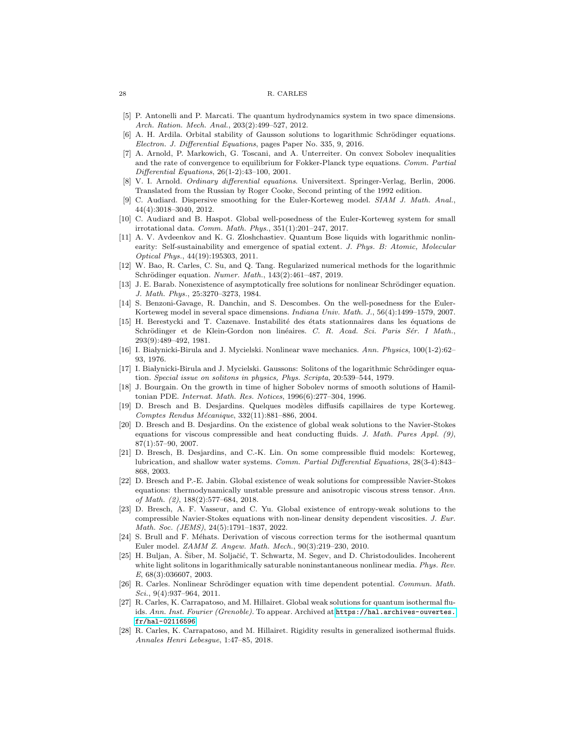[5] P. Antonelli and P. Marcati. The quantum hydrodynamics system in two space dimensions. *Arch. Ration. Mech. Anal.*, 203(2):499–527, 2012.

[6] A. H. Ardila. Orbital stability of Gausson solutions to logarithmic Schrödinger equations. *Electron. J. Differential Equations*, pages Paper No. 335, 9, 2016.

[7] A. Arnold, P. Markowich, G. Toscani, and A. Unterreiter. On convex Sobolev inequalities and the rate of convergence to equilibrium for Fokker-Planck type equations. *Comm. Partial Differential Equations*, 26(1-2):43–100, 2001.

[8] V. I. Arnold. *Ordinary differential equations*. Universitext. Springer-Verlag, Berlin, 2006. Translated from the Russian by Roger Cooke, Second printing of the 1992 edition.

[9] C. Audiard. Dispersive smoothing for the Euler-Korteweg model. *SIAM J. Math. Anal.*, 44(4):3018–3040, 2012.

[10] C. Audiard and B. Haspot. Global well-posedness of the Euler-Korteweg system for small irrotational data. *Comm. Math. Phys.*, 351(1):201–247, 2017.

[11] A. V. Avdeenkov and K. G. Zloshchastiev. Quantum Bose liquids with logarithmic nonlinearity: Self-sustainability and emergence of spatial extent. *J. Phys. B: Atomic, Molecular Optical Phys.*, 44(19):195303, 2011.

[12] W. Bao, R. Carles, C. Su, and Q. Tang. Regularized numerical methods for the logarithmic Schrödinger equation. *Numer. Math.*, 143(2):461–487, 2019.

[13] J. E. Barab. Nonexistence of asymptotically free solutions for nonlinear Schrödinger equation. *J. Math. Phys.*, 25:3270–3273, 1984.

[14] S. Benzoni-Gavage, R. Danchin, and S. Descombes. On the well-posedness for the Euler-Korteweg model in several space dimensions. *Indiana Univ. Math. J.*, 56(4):1499–1579, 2007.

[15] H. Berestycki and T. Cazenave. Instabilité des états stationnaires dans les équations de Schrödinger et de Klein-Gordon non linéaires. *C. R. Acad. Sci. Paris Sér. I Math.*, 293(9):489–492, 1981.

[16] I. Białynicki-Birula and J. Mycielski. Nonlinear wave mechanics. *Ann. Physics*, 100(1-2):62–93, 1976.

[17] I. Białynicki-Birula and J. Mycielski. Gaussons: Solitons of the logarithmic Schrödinger equation. *Special issue on solitons in physics, Phys. Scripta*, 20:539–544, 1979.

[18] J. Bourgain. On the growth in time of higher Sobolev norms of smooth solutions of Hamiltonian PDE. *Internat. Math. Res. Notices*, 1996(6):277–304, 1996.

[19] D. Bresch and B. Desjardins. Quelques modèles diffusifs capillaires de type Korteweg. *Comptes Rendus Mécanique*, 332(11):881–886, 2004.

[20] D. Bresch and B. Desjardins. On the existence of global weak solutions to the Navier-Stokes equations for viscous compressible and heat conducting fluids. *J. Math. Pures Appl. (9)*, 87(1):57–90, 2007.

[21] D. Bresch, B. Desjardins, and C.-K. Lin. On some compressible fluid models: Korteweg, lubrication, and shallow water systems. *Comm. Partial Differential Equations*, 28(3-4):843–868, 2003.

[22] D. Bresch and P.-E. Jabin. Global existence of weak solutions for compressible Navier-Stokes equations: thermodynamically unstable pressure and anisotropic viscous stress tensor. *Ann. of Math. (2)*, 188(2):577–684, 2018.

[23] D. Bresch, A. F. Vasseur, and C. Yu. Global existence of entropy-weak solutions to the compressible Navier-Stokes equations with non-linear density dependent viscosities. *J. Eur. Math. Soc. (JEMS)*, 24(5):1791–1837, 2022.

[24] S. Brull and F. Méhats. Derivation of viscous correction terms for the isothermal quantum Euler model. *ZAMM Z. Angew. Math. Mech.*, 90(3):219–230, 2010.

[25] H. Buljan, A. Šiber, M. Soljačić, T. Schwartz, M. Segev, and D. Christodoulides. Incoherent white light solitons in logarithmically saturable noninstantaneous nonlinear media. *Phys. Rev. E*, 68(3):036607, 2003.

[26] R. Carles. Nonlinear Schrödinger equation with time dependent potential. *Commun. Math. Sci.*, 9(4):937–964, 2011.

[27] R. Carles, K. Carrapatoso, and M. Hillairet. Global weak solutions for quantum isothermal fluids. *Ann. Inst. Fourier (Grenoble)*. To appear. Archived at https://hal.archives-ouvertes.fr/hal-02116596.

[28] R. Carles, K. Carrapatoso, and M. Hillairet. Rigidity results in generalized isothermal fluids. *Annales Henri Lebesgue*, 1:47–85, 2018.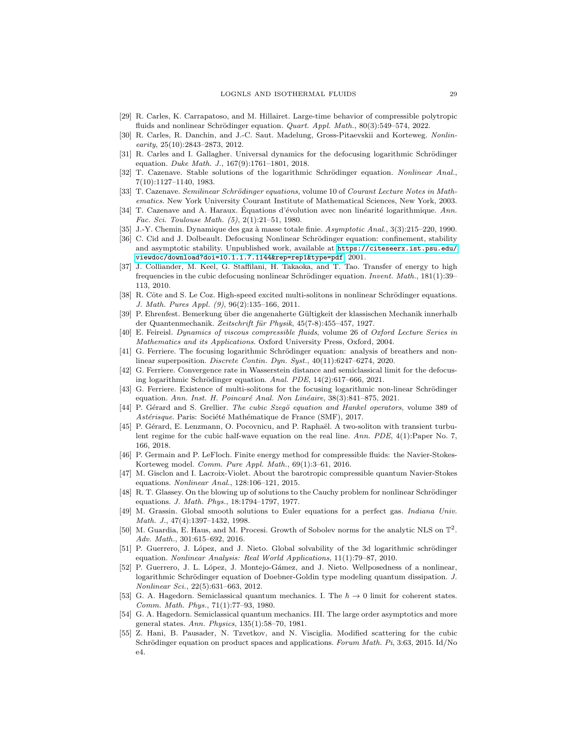[29] R. Carles, K. Carrapatoso, and M. Hillairet. Large-time behavior of compressible polytropic fluids and nonlinear Schrödinger equation. *Quart. Appl. Math.*, 80(3):549–574, 2022.

[30] R. Carles, R. Danchin, and J.-C. Saut. Madelung, Gross-Pitaevskii and Korteweg. *Nonlinearity*, 25(10):2843–2873, 2012.

[31] R. Carles and I. Gallagher. Universal dynamics for the defocusing logarithmic Schrödinger equation. *Duke Math. J.*, 167(9):1761–1801, 2018.

[32] T. Cazenave. Stable solutions of the logarithmic Schrödinger equation. *Nonlinear Anal.*, 7(10):1127–1140, 1983.

[33] T. Cazenave. *Semilinear Schrödinger equations*, volume 10 of *Courant Lecture Notes in Mathematics*. New York University Courant Institute of Mathematical Sciences, New York, 2003.

[34] T. Cazenave and A. Haraux. Équations d'évolution avec non linéarité logarithmique. *Ann. Fac. Sci. Toulouse Math. (5)*, 2(1):21–51, 1980.

[35] J.-Y. Chemin. Dynamique des gaz à masse totale finie. *Asymptotic Anal.*, 3(3):215–220, 1990.

[36] C. Cid and J. Dolbeault. Defocusing Nonlinear Schrödinger equation: confinement, stability and asymptotic stability. Unpublished work, available at https://citeseerx.ist.psu.edu/viewdoc/download?doi=10.1.1.7.1144&rep=rep1&type=pdf, 2001.

[37] J. Colliander, M. Keel, G. Staffilani, H. Takaoka, and T. Tao. Transfer of energy to high frequencies in the cubic defocusing nonlinear Schrödinger equation. *Invent. Math.*, 181(1):39–113, 2010.

[38] R. Côte and S. Le Coz. High-speed excited multi-solitons in nonlinear Schrödinger equations. *J. Math. Pures Appl. (9)*, 96(2):135–166, 2011.

[39] P. Ehrenfest. Bemerkung über die angenaherte Gültigkeit der klassischen Mechanik innerhalb der Quantenmechanik. *Zeitschrift für Physik*, 45(7-8):455–457, 1927.

[40] E. Feireisl. *Dynamics of viscous compressible fluids*, volume 26 of *Oxford Lecture Series in Mathematics and its Applications*. Oxford University Press, Oxford, 2004.

[41] G. Ferriere. The focusing logarithmic Schrödinger equation: analysis of breathers and nonlinear superposition. *Discrete Contin. Dyn. Syst.*, 40(11):6247–6274, 2020.

[42] G. Ferriere. Convergence rate in Wasserstein distance and semiclassical limit for the defocusing logarithmic Schrödinger equation. *Anal. PDE*, 14(2):617–666, 2021.

[43] G. Ferriere. Existence of multi-solitons for the focusing logarithmic non-linear Schrödinger equation. *Ann. Inst. H. Poincaré Anal. Non Linéaire*, 38(3):841–875, 2021.

[44] P. Gérard and S. Grellier. *The cubic Szegö equation and Hankel operators*, volume 389 of *Astérisque*. Paris: Société Mathématique de France (SMF), 2017.

[45] P. Gérard, E. Lenzmann, O. Pocovnicu, and P. Raphaël. A two-soliton with transient turbulent regime for the cubic half-wave equation on the real line. *Ann. PDE*, 4(1):Paper No. 7, 166, 2018.

[46] P. Germain and P. LeFloch. Finite energy method for compressible fluids: the Navier-Stokes-Korteweg model. *Comm. Pure Appl. Math.*, 69(1):3–61, 2016.

[47] M. Gisclon and I. Lacroix-Violet. About the barotropic compressible quantum Navier-Stokes equations. *Nonlinear Anal.*, 128:106–121, 2015.

[48] R. T. Glassey. On the blowing up of solutions to the Cauchy problem for nonlinear Schrödinger equations. *J. Math. Phys.*, 18:1794–1797, 1977.

[49] M. Grassin. Global smooth solutions to Euler equations for a perfect gas. *Indiana Univ. Math. J.*, 47(4):1397–1432, 1998.

[50] M. Guardia, E. Haus, and M. Procesi. Growth of Sobolev norms for the analytic NLS on $\mathbb{T}^2$. *Adv. Math.*, 301:615–692, 2016.

[51] P. Guerrero, J. López, and J. Nieto. Global solvability of the 3d logarithmic schrödinger equation. *Nonlinear Analysis: Real World Applications*, 11(1):79–87, 2010.

[52] P. Guerrero, J. L. López, J. Montejo-Gámez, and J. Nieto. Wellposedness of a nonlinear, logarithmic Schrödinger equation of Doebner-Goldin type modeling quantum dissipation. *J. Nonlinear Sci.*, 22(5):631–663, 2012.

[53] G. A. Hagedorn. Semiclassical quantum mechanics. I. The $\hbar \to 0$ limit for coherent states. *Comm. Math. Phys.*, 71(1):77–93, 1980.

[54] G. A. Hagedorn. Semiclassical quantum mechanics. III. The large order asymptotics and more general states. *Ann. Physics*, 135(1):58–70, 1981.

[55] Z. Hani, B. Pausader, N. Tzvetkov, and N. Visciglia. Modified scattering for the cubic Schrödinger equation on product spaces and applications. *Forum Math. Pi*, 3:63, 2015. Id/No e4.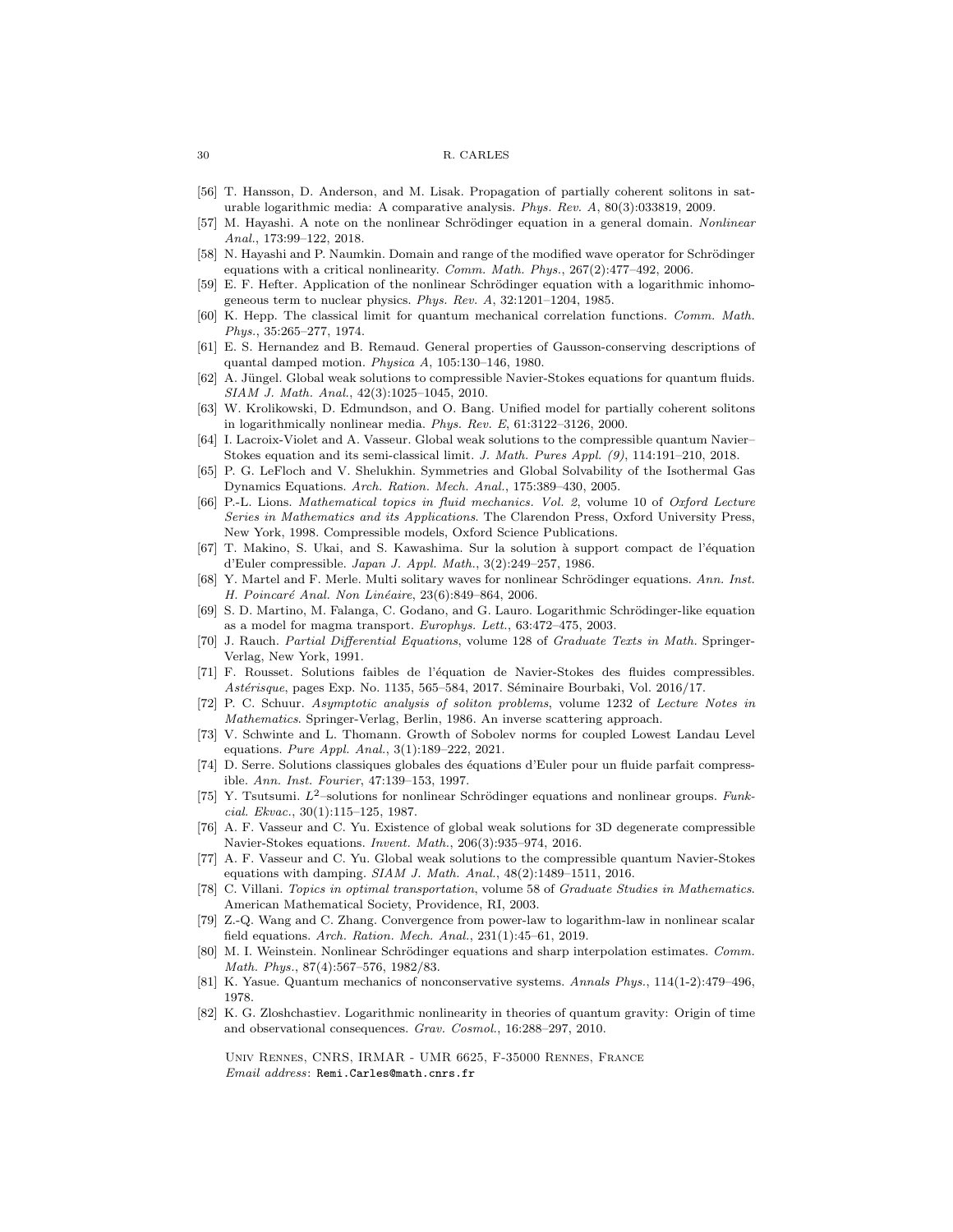[56] T. Hansson, D. Anderson, and M. Lisak. Propagation of partially coherent solitons in saturable logarithmic media: A comparative analysis. *Phys. Rev. A*, 80(3):033819, 2009.

[57] M. Hayashi. A note on the nonlinear Schrödinger equation in a general domain. *Nonlinear Anal.*, 173:99–122, 2018.

[58] N. Hayashi and P. Naumkin. Domain and range of the modified wave operator for Schrödinger equations with a critical nonlinearity. *Comm. Math. Phys.*, 267(2):477–492, 2006.

[59] E. F. Hefter. Application of the nonlinear Schrödinger equation with a logarithmic inhomogeneous term to nuclear physics. *Phys. Rev. A*, 32:1201–1204, 1985.

[60] K. Hepp. The classical limit for quantum mechanical correlation functions. *Comm. Math. Phys.*, 35:265–277, 1974.

[61] E. S. Hernandez and B. Remaud. General properties of Gausson-conserving descriptions of quantal damped motion. *Physica A*, 105:130–146, 1980.

[62] A. Jüngel. Global weak solutions to compressible Navier-Stokes equations for quantum fluids. *SIAM J. Math. Anal.*, 42(3):1025–1045, 2010.

[63] W. Krolikowski, D. Edmundson, and O. Bang. Unified model for partially coherent solitons in logarithmically nonlinear media. *Phys. Rev. E*, 61:3122–3126, 2000.

[64] I. Lacroix-Violet and A. Vasseur. Global weak solutions to the compressible quantum Navier–Stokes equation and its semi-classical limit. *J. Math. Pures Appl. (9)*, 114:191–210, 2018.

[65] P. G. LeFloch and V. Shelukhin. Symmetries and Global Solvability of the Isothermal Gas Dynamics Equations. *Arch. Ration. Mech. Anal.*, 175:389–430, 2005.

[66] P.-L. Lions. *Mathematical topics in fluid mechanics. Vol. 2*, volume 10 of *Oxford Lecture Series in Mathematics and its Applications*. The Clarendon Press, Oxford University Press, New York, 1998. Compressible models, Oxford Science Publications.

[67] T. Makino, S. Ukai, and S. Kawashima. Sur la solution à support compact de l'équation d'Euler compressible. *Japan J. Appl. Math.*, 3(2):249–257, 1986.

[68] Y. Martel and F. Merle. Multi solitary waves for nonlinear Schrödinger equations. *Ann. Inst. H. Poincaré Anal. Non Linéaire*, 23(6):849–864, 2006.

[69] S. D. Martino, M. Falanga, C. Godano, and G. Lauro. Logarithmic Schrödinger-like equation as a model for magma transport. *Europhys. Lett.*, 63:472–475, 2003.

[70] J. Rauch. *Partial Differential Equations*, volume 128 of *Graduate Texts in Math.* Springer-Verlag, New York, 1991.

[71] F. Rousset. Solutions faibles de l'équation de Navier-Stokes des fluides compressibles. *Astérisque*, pages Exp. No. 1135, 565–584, 2017. Séminaire Bourbaki, Vol. 2016/17.

[72] P. C. Schuur. *Asymptotic analysis of soliton problems*, volume 1232 of *Lecture Notes in Mathematics*. Springer-Verlag, Berlin, 1986. An inverse scattering approach.

[73] V. Schwinte and L. Thomann. Growth of Sobolev norms for coupled Lowest Landau Level equations. *Pure Appl. Anal.*, 3(1):189–222, 2021.

[74] D. Serre. Solutions classiques globales des équations d'Euler pour un fluide parfait compressible. *Ann. Inst. Fourier*, 47:139–153, 1997.

[75] Y. Tsutsumi. $L^2$–solutions for nonlinear Schrödinger equations and nonlinear groups. *Funkcial. Ekvac.*, 30(1):115–125, 1987.

[76] A. F. Vasseur and C. Yu. Existence of global weak solutions for 3D degenerate compressible Navier-Stokes equations. *Invent. Math.*, 206(3):935–974, 2016.

[77] A. F. Vasseur and C. Yu. Global weak solutions to the compressible quantum Navier-Stokes equations with damping. *SIAM J. Math. Anal.*, 48(2):1489–1511, 2016.

[78] C. Villani. *Topics in optimal transportation*, volume 58 of *Graduate Studies in Mathematics*. American Mathematical Society, Providence, RI, 2003.

[79] Z.-Q. Wang and C. Zhang. Convergence from power-law to logarithm-law in nonlinear scalar field equations. *Arch. Ration. Mech. Anal.*, 231(1):45–61, 2019.

[80] M. I. Weinstein. Nonlinear Schrödinger equations and sharp interpolation estimates. *Comm. Math. Phys.*, 87(4):567–576, 1982/83.

[81] K. Yasue. Quantum mechanics of nonconservative systems. *Annals Phys.*, 114(1-2):479–496, 1978.

[82] K. G. Zloshchastiev. Logarithmic nonlinearity in theories of quantum gravity: Origin of time and observational consequences. *Grav. Cosmol.*, 16:288–297, 2010.

Univ Rennes, CNRS, IRMAR - UMR 6625, F-35000 Rennes, France
*Email address*: Remi.Carles@math.cnrs.fr